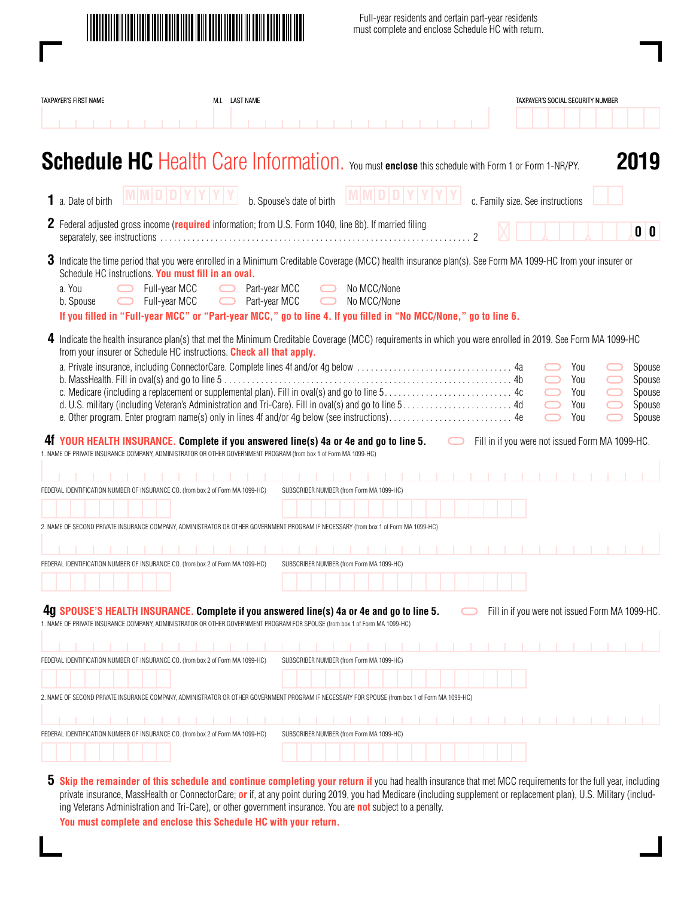Full-year residents and certain part-year residents must complete and enclose Schedule HC with return.

TAXPAYER'S FIRST NAME | M.I. | LAST NAME | TAXPAYER'S SOCIAL SECURITY NUMBER

# Schedule HC Health Care Information. 2019

You must **enclose** this schedule with Form 1 or Form 1-NR/PY.

**1** a. Date of birth MMDDYYYY  b. Spouse's date of birth MMDDYYYY  c. Family size. See instructions

**2** Federal adjusted gross income (**required** information; from U.S. Form 1040, line 8b). If married filing separately, see instructions . . . . . . . . . . 2 &nbsp;&nbsp; 0 0

**3** Indicate the time period that you were enrolled in a Minimum Creditable Coverage (MCC) health insurance plan(s). See Form MA 1099-HC from your insurer or Schedule HC instructions. **You must fill in an oval.**

a. You ⬭ Full-year MCC ⬭ Part-year MCC ⬭ No MCC/None
b. Spouse ⬭ Full-year MCC ⬭ Part-year MCC ⬭ No MCC/None

**If you filled in "Full-year MCC" or "Part-year MCC," go to line 4. If you filled in "No MCC/None," go to line 6.**

**4** Indicate the health insurance plan(s) that met the Minimum Creditable Coverage (MCC) requirements in which you were enrolled in 2019. See Form MA 1099-HC from your insurer or Schedule HC instructions. **Check all that apply.**

a. Private insurance, including ConnectorCare. Complete lines 4f and/or 4g below . . . . . . . . 4a ⬭ You ⬭ Spouse
b. MassHealth. Fill in oval(s) and go to line 5 . . . . . . . . 4b ⬭ You ⬭ Spouse
c. Medicare (including a replacement or supplemental plan). Fill in oval(s) and go to line 5 . . . . . . . . 4c ⬭ You ⬭ Spouse
d. U.S. military (including Veteran's Administration and Tri-Care). Fill in oval(s) and go to line 5 . . . . . . . . 4d ⬭ You ⬭ Spouse
e. Other program. Enter program name(s) only in lines 4f and/or 4g below (see instructions) . . . . . . . . 4e ⬭ You ⬭ Spouse

**4f YOUR HEALTH INSURANCE. Complete if you answered line(s) 4a or 4e and go to line 5.** ⬭ Fill in if you were not issued Form MA 1099-HC.

1. NAME OF PRIVATE INSURANCE COMPANY, ADMINISTRATOR OR OTHER GOVERNMENT PROGRAM (from box 1 of Form MA 1099-HC)

FEDERAL IDENTIFICATION NUMBER OF INSURANCE CO. (from box 2 of Form MA 1099-HC) | SUBSCRIBER NUMBER (from Form MA 1099-HC)

2. NAME OF SECOND PRIVATE INSURANCE COMPANY, ADMINISTRATOR OR OTHER GOVERNMENT PROGRAM IF NECESSARY (from box 1 of Form MA 1099-HC)

FEDERAL IDENTIFICATION NUMBER OF INSURANCE CO. (from box 2 of Form MA 1099-HC) | SUBSCRIBER NUMBER (from Form MA 1099-HC)

**4g SPOUSE'S HEALTH INSURANCE. Complete if you answered line(s) 4a or 4e and go to line 5.** ⬭ Fill in if you were not issued Form MA 1099-HC.

1. NAME OF PRIVATE INSURANCE COMPANY, ADMINISTRATOR OR OTHER GOVERNMENT PROGRAM FOR SPOUSE (from box 1 of Form MA 1099-HC)

FEDERAL IDENTIFICATION NUMBER OF INSURANCE CO. (from box 2 of Form MA 1099-HC) | SUBSCRIBER NUMBER (from Form MA 1099-HC)

2. NAME OF SECOND PRIVATE INSURANCE COMPANY, ADMINISTRATOR OR OTHER GOVERNMENT PROGRAM IF NECESSARY FOR SPOUSE (from box 1 of Form MA 1099-HC)

FEDERAL IDENTIFICATION NUMBER OF INSURANCE CO. (from box 2 of Form MA 1099-HC) | SUBSCRIBER NUMBER (from Form MA 1099-HC)

**5** **Skip the remainder of this schedule and continue completing your return if** you had health insurance that met MCC requirements for the full year, including private insurance, MassHealth or ConnectorCare; **or** if, at any point during 2019, you had Medicare (including supplement or replacement plan), U.S. Military (including Veterans Administration and Tri-Care), or other government insurance. You are **not** subject to a penalty.

**You must complete and enclose this Schedule HC with your return.**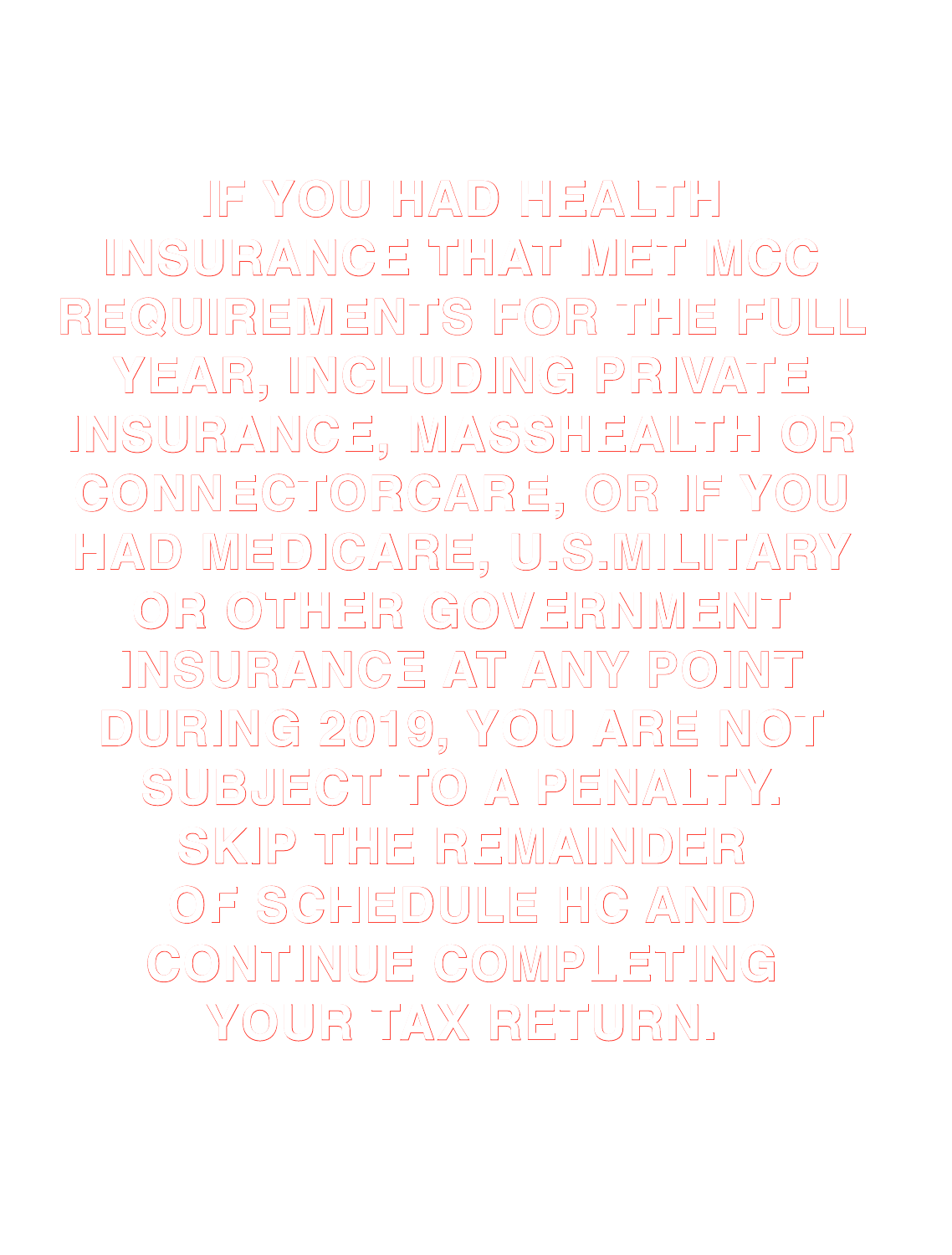IF YOU HAD HEALTH INSURANCE THAT MET MCC REQUIREMENTS FOR THE FULL YEAR, INCLUDING PRIVATE INSURANCE, MASSHEALTH OR CONNECTORCARE, OR IF YOU HAD MEDICARE, U.S.MILITARY OR OTHER GOVERNMENT INSURANCE AT ANY POINT DURING 2019, YOU ARE NOT SUBJECT TO A PENALTY. SKIP THE REMAINDER OF SCHEDULE HC AND CONTINUE COMPLETING YOUR TAX RETURN.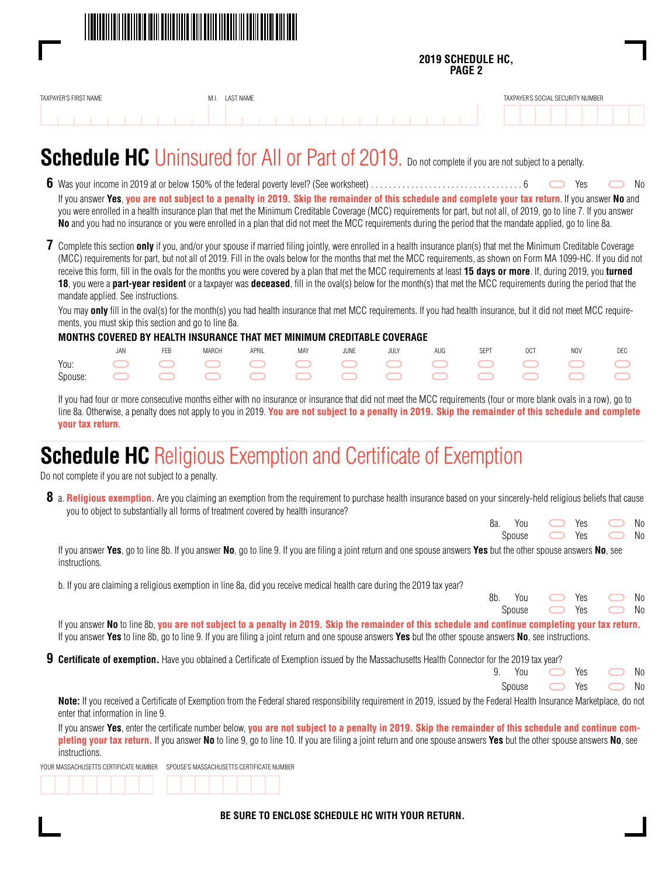**2019 SCHEDULE HC, PAGE 2**

TAXPAYER'S FIRST NAME | M.I. | LAST NAME | TAXPAYER'S SOCIAL SECURITY NUMBER

# Schedule HC Uninsured for All or Part of 2019. 

Do not complete if you are not subject to a penalty.

**6** Was your income in 2019 at or below 150% of the federal poverty level? (See worksheet) . . . . . . . . . . . . . . . . . . . . . . . . . . . . . . . . . . 6 ◯ Yes ◯ No

If you answer **Yes**, **you are not subject to a penalty in 2019. Skip the remainder of this schedule and complete your tax return**. If you answer **No** and you were enrolled in a health insurance plan that met the Minimum Creditable Coverage (MCC) requirements for part, but not all, of 2019, go to line 7. If you answer **No** and you had no insurance or you were enrolled in a plan that did not meet the MCC requirements during the period that the mandate applied, go to line 8a.

**7** Complete this section **only** if you, and/or your spouse if married filing jointly, were enrolled in a health insurance plan(s) that met the Minimum Creditable Coverage (MCC) requirements for part, but not all of 2019. Fill in the ovals below for the months that met the MCC requirements, as shown on Form MA 1099-HC. If you did not receive this form, fill in the ovals for the months you were covered by a plan that met the MCC requirements at least **15 days or more**. If, during 2019, you **turned 18**, you were a **part-year resident** or a taxpayer was **deceased**, fill in the oval(s) below for the month(s) that met the MCC requirements during the period that the mandate applied. See instructions.

You may **only** fill in the oval(s) for the month(s) you had health insurance that met MCC requirements. If you had health insurance, but it did not meet MCC requirements, you must skip this section and go to line 8a.

**MONTHS COVERED BY HEALTH INSURANCE THAT MET MINIMUM CREDITABLE COVERAGE**

| | JAN | FEB | MARCH | APRIL | MAY | JUNE | JULY | AUG | SEPT | OCT | NOV | DEC |
|---|---|---|---|---|---|---|---|---|---|---|---|---|
| You: | ◯ | ◯ | ◯ | ◯ | ◯ | ◯ | ◯ | ◯ | ◯ | ◯ | ◯ | ◯ |
| Spouse: | ◯ | ◯ | ◯ | ◯ | ◯ | ◯ | ◯ | ◯ | ◯ | ◯ | ◯ | ◯ |

If you had four or more consecutive months either with no insurance or insurance that did not meet the MCC requirements (four or more blank ovals in a row), go to line 8a. Otherwise, a penalty does not apply to you in 2019. **You are not subject to a penalty in 2019. Skip the remainder of this schedule and complete your tax return**.

# Schedule HC Religious Exemption and Certificate of Exemption

Do not complete if you are not subject to a penalty.

**8** a. **Religious exemption.** Are you claiming an exemption from the requirement to purchase health insurance based on your sincerely-held religious beliefs that cause you to object to substantially all forms of treatment covered by health insurance?

8a. You ◯ Yes ◯ No
Spouse ◯ Yes ◯ No

If you answer **Yes**, go to line 8b. If you answer **No**, go to line 9. If you are filing a joint return and one spouse answers **Yes** but the other spouse answers **No**, see instructions.

b. If you are claiming a religious exemption in line 8a, did you receive medical health care during the 2019 tax year?

8b. You ◯ Yes ◯ No
Spouse ◯ Yes ◯ No

If you answer **No** to line 8b, **you are not subject to a penalty in 2019. Skip the remainder of this schedule and continue completing your tax return.** If you answer **Yes** to line 8b, go to line 9. If you are filing a joint return and one spouse answers **Yes** but the other spouse answers **No**, see instructions.

**9** **Certificate of exemption.** Have you obtained a Certificate of Exemption issued by the Massachusetts Health Connector for the 2019 tax year?

9. You ◯ Yes ◯ No
Spouse ◯ Yes ◯ No

**Note:** If you received a Certificate of Exemption from the Federal shared responsibility requirement in 2019, issued by the Federal Health Insurance Marketplace, do not enter that information in line 9.

If you answer **Yes**, enter the certificate number below, **you are not subject to a penalty in 2019. Skip the remainder of this schedule and continue completing your tax return.** If you answer **No** to line 9, go to line 10. If you are filing a joint return and one spouse answers **Yes** but the other spouse answers **No**, see instructions.

YOUR MASSACHUSETTS CERTIFICATE NUMBER | SPOUSE'S MASSACHUSETTS CERTIFICATE NUMBER

**BE SURE TO ENCLOSE SCHEDULE HC WITH YOUR RETURN.**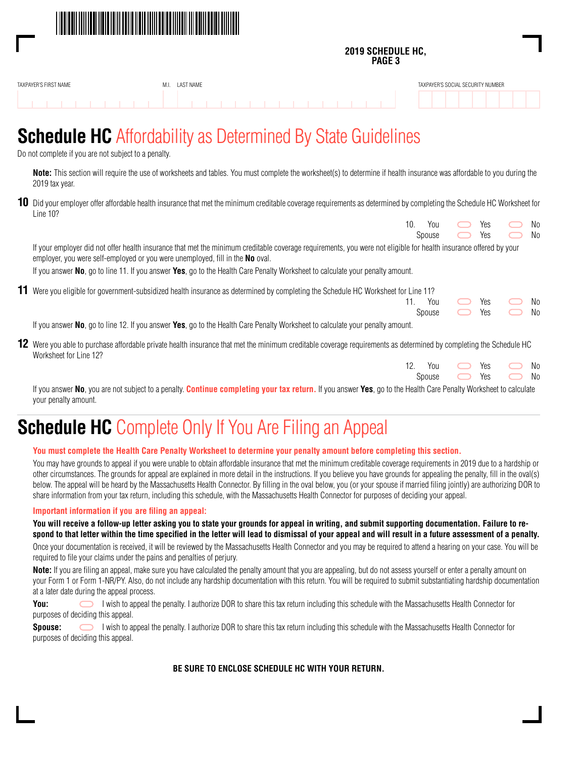**2019 SCHEDULE HC, PAGE 3**

TAXPAYER'S FIRST NAME | M.I. | LAST NAME | TAXPAYER'S SOCIAL SECURITY NUMBER

# Schedule HC Affordability as Determined By State Guidelines

Do not complete if you are not subject to a penalty.

**Note:** This section will require the use of worksheets and tables. You must complete the worksheet(s) to determine if health insurance was affordable to you during the 2019 tax year.

**10** Did your employer offer affordable health insurance that met the minimum creditable coverage requirements as determined by completing the Schedule HC Worksheet for Line 10?

10. You ⬭ Yes ⬭ No
Spouse ⬭ Yes ⬭ No

If your employer did not offer health insurance that met the minimum creditable coverage requirements, you were not eligible for health insurance offered by your employer, you were self-employed or you were unemployed, fill in the **No** oval.

If you answer **No**, go to line 11. If you answer **Yes**, go to the Health Care Penalty Worksheet to calculate your penalty amount.

**11** Were you eligible for government-subsidized health insurance as determined by completing the Schedule HC Worksheet for Line 11?

11. You ⬭ Yes ⬭ No
Spouse ⬭ Yes ⬭ No

If you answer **No**, go to line 12. If you answer **Yes**, go to the Health Care Penalty Worksheet to calculate your penalty amount.

**12** Were you able to purchase affordable private health insurance that met the minimum creditable coverage requirements as determined by completing the Schedule HC Worksheet for Line 12?

12. You ⬭ Yes ⬭ No
Spouse ⬭ Yes ⬭ No

If you answer **No**, you are not subject to a penalty. **Continue completing your tax return.** If you answer **Yes**, go to the Health Care Penalty Worksheet to calculate your penalty amount.

# Schedule HC Complete Only If You Are Filing an Appeal

**You must complete the Health Care Penalty Worksheet to determine your penalty amount before completing this section.**

You may have grounds to appeal if you were unable to obtain affordable insurance that met the minimum creditable coverage requirements in 2019 due to a hardship or other circumstances. The grounds for appeal are explained in more detail in the instructions. If you believe you have grounds for appealing the penalty, fill in the oval(s) below. The appeal will be heard by the Massachusetts Health Connector. By filling in the oval below, you (or your spouse if married filing jointly) are authorizing DOR to share information from your tax return, including this schedule, with the Massachusetts Health Connector for purposes of deciding your appeal.

**Important information if you are filing an appeal:**

**You will receive a follow-up letter asking you to state your grounds for appeal in writing, and submit supporting documentation. Failure to respond to that letter within the time specified in the letter will lead to dismissal of your appeal and will result in a future assessment of a penalty.**

Once your documentation is received, it will be reviewed by the Massachusetts Health Connector and you may be required to attend a hearing on your case. You will be required to file your claims under the pains and penalties of perjury.

**Note:** If you are filing an appeal, make sure you have calculated the penalty amount that you are appealing, but do not assess yourself or enter a penalty amount on your Form 1 or Form 1-NR/PY. Also, do not include any hardship documentation with this return. You will be required to submit substantiating hardship documentation at a later date during the appeal process.

**You:** ⬭ I wish to appeal the penalty. I authorize DOR to share this tax return including this schedule with the Massachusetts Health Connector for purposes of deciding this appeal.

**Spouse:** ⬭ I wish to appeal the penalty. I authorize DOR to share this tax return including this schedule with the Massachusetts Health Connector for purposes of deciding this appeal.

**BE SURE TO ENCLOSE SCHEDULE HC WITH YOUR RETURN.**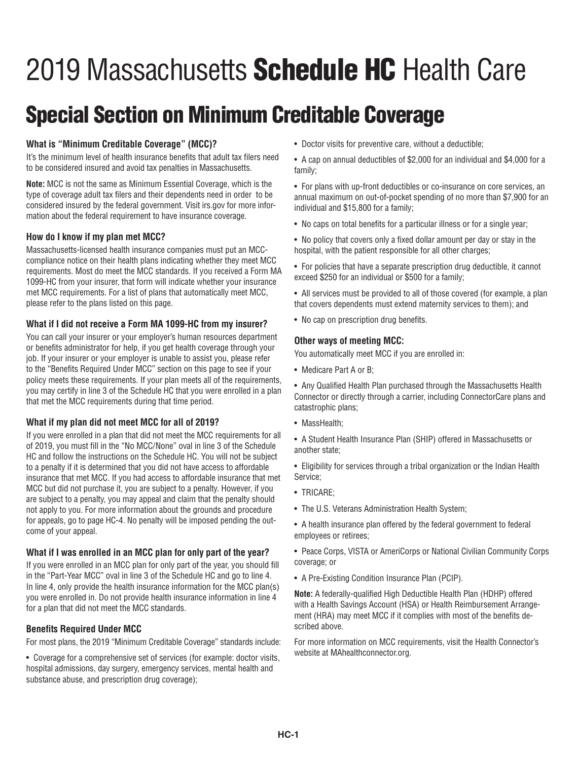# 2019 Massachusetts **Schedule HC** Health Care

## Special Section on Minimum Creditable Coverage

### What is "Minimum Creditable Coverage" (MCC)?

It's the minimum level of health insurance benefits that adult tax filers need to be considered insured and avoid tax penalties in Massachusetts.

**Note:** MCC is not the same as Minimum Essential Coverage, which is the type of coverage adult tax filers and their dependents need in order to be considered insured by the federal government. Visit irs.gov for more information about the federal requirement to have insurance coverage.

### How do I know if my plan met MCC?

Massachusetts-licensed health insurance companies must put an MCC-compliance notice on their health plans indicating whether they meet MCC requirements. Most do meet the MCC standards. If you received a Form MA 1099-HC from your insurer, that form will indicate whether your insurance met MCC requirements. For a list of plans that automatically meet MCC, please refer to the plans listed on this page.

### What if I did not receive a Form MA 1099-HC from my insurer?

You can call your insurer or your employer's human resources department or benefits administrator for help, if you get health coverage through your job. If your insurer or your employer is unable to assist you, please refer to the "Benefits Required Under MCC" section on this page to see if your policy meets these requirements. If your plan meets all of the requirements, you may certify in line 3 of the Schedule HC that you were enrolled in a plan that met the MCC requirements during that time period.

### What if my plan did not meet MCC for all of 2019?

If you were enrolled in a plan that did not meet the MCC requirements for all of 2019, you must fill in the "No MCC/None" oval in line 3 of the Schedule HC and follow the instructions on the Schedule HC. You will not be subject to a penalty if it is determined that you did not have access to affordable insurance that met MCC. If you had access to affordable insurance that met MCC but did not purchase it, you are subject to a penalty. However, if you are subject to a penalty, you may appeal and claim that the penalty should not apply to you. For more information about the grounds and procedure for appeals, go to page HC-4. No penalty will be imposed pending the outcome of your appeal.

### What if I was enrolled in an MCC plan for only part of the year?

If you were enrolled in an MCC plan for only part of the year, you should fill in the "Part-Year MCC" oval in line 3 of the Schedule HC and go to line 4. In line 4, only provide the health insurance information for the MCC plan(s) you were enrolled in. Do not provide health insurance information in line 4 for a plan that did not meet the MCC standards.

### Benefits Required Under MCC

For most plans, the 2019 "Minimum Creditable Coverage" standards include:

- Coverage for a comprehensive set of services (for example: doctor visits, hospital admissions, day surgery, emergency services, mental health and substance abuse, and prescription drug coverage);
- Doctor visits for preventive care, without a deductible;
- A cap on annual deductibles of $2,000 for an individual and $4,000 for a family;
- For plans with up-front deductibles or co-insurance on core services, an annual maximum on out-of-pocket spending of no more than $7,900 for an individual and $15,800 for a family;
- No caps on total benefits for a particular illness or for a single year;
- No policy that covers only a fixed dollar amount per day or stay in the hospital, with the patient responsible for all other charges;
- For policies that have a separate prescription drug deductible, it cannot exceed $250 for an individual or $500 for a family;
- All services must be provided to all of those covered (for example, a plan that covers dependents must extend maternity services to them); and
- No cap on prescription drug benefits.

### Other ways of meeting MCC:

You automatically meet MCC if you are enrolled in:

- Medicare Part A or B;
- Any Qualified Health Plan purchased through the Massachusetts Health Connector or directly through a carrier, including ConnectorCare plans and catastrophic plans;
- MassHealth;
- A Student Health Insurance Plan (SHIP) offered in Massachusetts or another state;
- Eligibility for services through a tribal organization or the Indian Health Service;
- TRICARE;
- The U.S. Veterans Administration Health System;
- A health insurance plan offered by the federal government to federal employees or retirees;
- Peace Corps, VISTA or AmeriCorps or National Civilian Community Corps coverage; or
- A Pre-Existing Condition Insurance Plan (PCIP).

**Note:** A federally-qualified High Deductible Health Plan (HDHP) offered with a Health Savings Account (HSA) or Health Reimbursement Arrangement (HRA) may meet MCC if it complies with most of the benefits described above.

For more information on MCC requirements, visit the Health Connector's website at MAhealthconnector.org.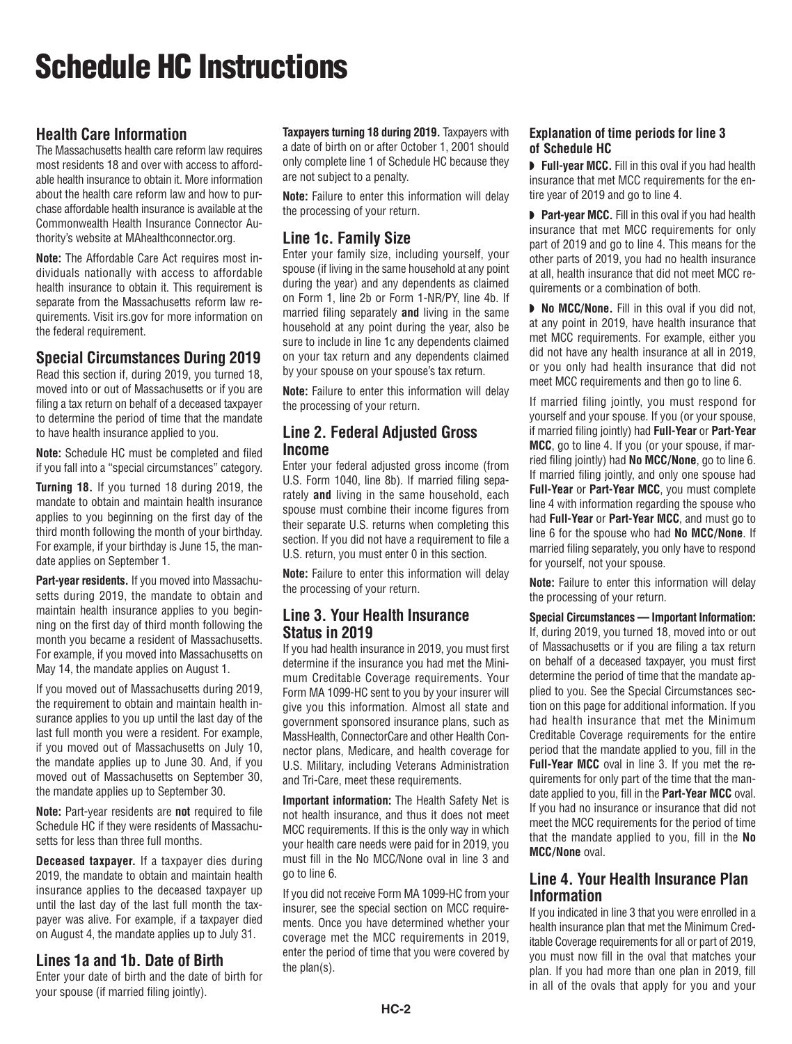# Schedule HC Instructions

## Health Care Information

The Massachusetts health care reform law requires most residents 18 and over with access to affordable health insurance to obtain it. More information about the health care reform law and how to purchase affordable health insurance is available at the Commonwealth Health Insurance Connector Authority's website at MAhealthconnector.org.

**Note:** The Affordable Care Act requires most individuals nationally with access to affordable health insurance to obtain it. This requirement is separate from the Massachusetts reform law requirements. Visit irs.gov for more information on the federal requirement.

## Special Circumstances During 2019

Read this section if, during 2019, you turned 18, moved into or out of Massachusetts or if you are filing a tax return on behalf of a deceased taxpayer to determine the period of time that the mandate to have health insurance applied to you.

**Note:** Schedule HC must be completed and filed if you fall into a "special circumstances" category.

**Turning 18.** If you turned 18 during 2019, the mandate to obtain and maintain health insurance applies to you beginning on the first day of the third month following the month of your birthday. For example, if your birthday is June 15, the mandate applies on September 1.

**Part-year residents.** If you moved into Massachusetts during 2019, the mandate to obtain and maintain health insurance applies to you beginning on the first day of third month following the month you became a resident of Massachusetts. For example, if you moved into Massachusetts on May 14, the mandate applies on August 1.

If you moved out of Massachusetts during 2019, the requirement to obtain and maintain health insurance applies to you up until the last day of the last full month you were a resident. For example, if you moved out of Massachusetts on July 10, the mandate applies up to June 30. And, if you moved out of Massachusetts on September 30, the mandate applies up to September 30.

**Note:** Part-year residents are **not** required to file Schedule HC if they were residents of Massachusetts for less than three full months.

**Deceased taxpayer.** If a taxpayer dies during 2019, the mandate to obtain and maintain health insurance applies to the deceased taxpayer up until the last day of the last full month the taxpayer was alive. For example, if a taxpayer died on August 4, the mandate applies up to July 31.

## Lines 1a and 1b. Date of Birth

Enter your date of birth and the date of birth for your spouse (if married filing jointly).

**Taxpayers turning 18 during 2019.** Taxpayers with a date of birth on or after October 1, 2001 should only complete line 1 of Schedule HC because they are not subject to a penalty.

**Note:** Failure to enter this information will delay the processing of your return.

## Line 1c. Family Size

Enter your family size, including yourself, your spouse (if living in the same household at any point during the year) and any dependents as claimed on Form 1, line 2b or Form 1-NR/PY, line 4b. If married filing separately **and** living in the same household at any point during the year, also be sure to include in line 1c any dependents claimed on your tax return and any dependents claimed by your spouse on your spouse's tax return.

**Note:** Failure to enter this information will delay the processing of your return.

## Line 2. Federal Adjusted Gross Income

Enter your federal adjusted gross income (from U.S. Form 1040, line 8b). If married filing separately **and** living in the same household, each spouse must combine their income figures from their separate U.S. returns when completing this section. If you did not have a requirement to file a U.S. return, you must enter 0 in this section.

**Note:** Failure to enter this information will delay the processing of your return.

## Line 3. Your Health Insurance Status in 2019

If you had health insurance in 2019, you must first determine if the insurance you had met the Minimum Creditable Coverage requirements. Your Form MA 1099-HC sent to you by your insurer will give you this information. Almost all state and government sponsored insurance plans, such as MassHealth, ConnectorCare and other Health Connector plans, Medicare, and health coverage for U.S. Military, including Veterans Administration and Tri-Care, meet these requirements.

**Important information:** The Health Safety Net is not health insurance, and thus it does not meet MCC requirements. If this is the only way in which your health care needs were paid for in 2019, you must fill in the No MCC/None oval in line 3 and go to line 6.

If you did not receive Form MA 1099-HC from your insurer, see the special section on MCC requirements. Once you have determined whether your coverage met the MCC requirements in 2019, enter the period of time that you were covered by the plan(s).

### Explanation of time periods for line 3 of Schedule HC

- **Full-year MCC.** Fill in this oval if you had health insurance that met MCC requirements for the entire year of 2019 and go to line 4.
- **Part-year MCC.** Fill in this oval if you had health insurance that met MCC requirements for only part of 2019 and go to line 4. This means for the other parts of 2019, you had no health insurance at all, health insurance that did not meet MCC requirements or a combination of both.
- **No MCC/None.** Fill in this oval if you did not, at any point in 2019, have health insurance that met MCC requirements. For example, either you did not have any health insurance at all in 2019, or you only had health insurance that did not meet MCC requirements and then go to line 6.

If married filing jointly, you must respond for yourself and your spouse. If you (or your spouse, if married filing jointly) had **Full-Year** or **Part-Year MCC**, go to line 4. If you (or your spouse, if married filing jointly) had **No MCC/None**, go to line 6. If married filing jointly, and only one spouse had **Full-Year** or **Part-Year MCC**, you must complete line 4 with information regarding the spouse who had **Full-Year** or **Part-Year MCC**, and must go to line 6 for the spouse who had **No MCC/None**. If married filing separately, you only have to respond for yourself, not your spouse.

**Note:** Failure to enter this information will delay the processing of your return.

**Special Circumstances — Important Information:** If, during 2019, you turned 18, moved into or out of Massachusetts or if you are filing a tax return on behalf of a deceased taxpayer, you must first determine the period of time that the mandate applied to you. See the Special Circumstances section on this page for additional information. If you had health insurance that met the Minimum Creditable Coverage requirements for the entire period that the mandate applied to you, fill in the **Full-Year MCC** oval in line 3. If you met the requirements for only part of the time that the mandate applied to you, fill in the **Part-Year MCC** oval. If you had no insurance or insurance that did not meet the MCC requirements for the period of time that the mandate applied to you, fill in the **No MCC/None** oval.

## Line 4. Your Health Insurance Plan Information

If you indicated in line 3 that you were enrolled in a health insurance plan that met the Minimum Creditable Coverage requirements for all or part of 2019, you must now fill in the oval that matches your plan. If you had more than one plan in 2019, fill in all of the ovals that apply for you and your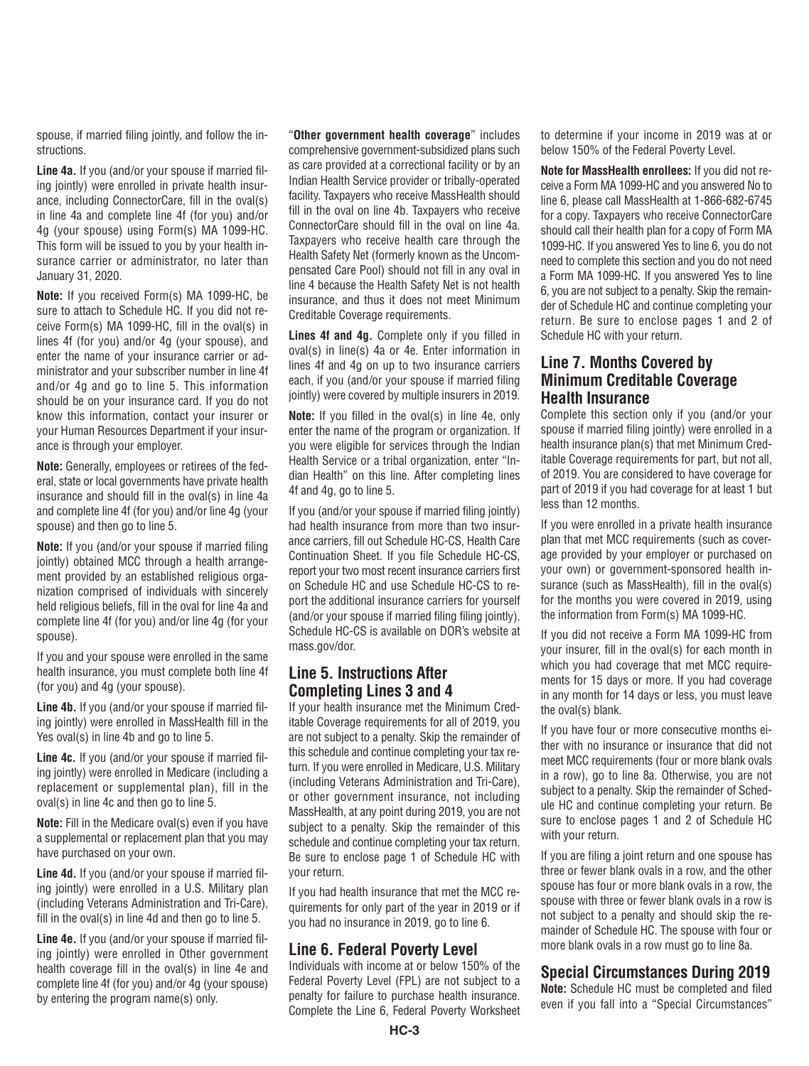spouse, if married filing jointly, and follow the instructions.

**Line 4a.** If you (and/or your spouse if married filing jointly) were enrolled in private health insurance, including ConnectorCare, fill in the oval(s) in line 4a and complete line 4f (for you) and/or 4g (your spouse) using Form(s) MA 1099-HC. This form will be issued to you by your health insurance carrier or administrator, no later than January 31, 2020.

**Note:** If you received Form(s) MA 1099-HC, be sure to attach to Schedule HC. If you did not receive Form(s) MA 1099-HC, fill in the oval(s) in lines 4f (for you) and/or 4g (your spouse), and enter the name of your insurance carrier or administrator and your subscriber number in line 4f and/or 4g and go to line 5. This information should be on your insurance card. If you do not know this information, contact your insurer or your Human Resources Department if your insurance is through your employer.

**Note:** Generally, employees or retirees of the federal, state or local governments have private health insurance and should fill in the oval(s) in line 4a and complete line 4f (for you) and/or line 4g (your spouse) and then go to line 5.

**Note:** If you (and/or your spouse if married filing jointly) obtained MCC through a health arrangement provided by an established religious organization comprised of individuals with sincerely held religious beliefs, fill in the oval for line 4a and complete line 4f (for you) and/or line 4g (for your spouse).

If you and your spouse were enrolled in the same health insurance, you must complete both line 4f (for you) and 4g (your spouse).

**Line 4b.** If you (and/or your spouse if married filing jointly) were enrolled in MassHealth fill in the Yes oval(s) in line 4b and go to line 5.

**Line 4c.** If you (and/or your spouse if married filing jointly) were enrolled in Medicare (including a replacement or supplemental plan), fill in the oval(s) in line 4c and then go to line 5.

**Note:** Fill in the Medicare oval(s) even if you have a supplemental or replacement plan that you may have purchased on your own.

**Line 4d.** If you (and/or your spouse if married filing jointly) were enrolled in a U.S. Military plan (including Veterans Administration and Tri-Care), fill in the oval(s) in line 4d and then go to line 5.

**Line 4e.** If you (and/or your spouse if married filing jointly) were enrolled in Other government health coverage fill in the oval(s) in line 4e and complete line 4f (for you) and/or 4g (your spouse) by entering the program name(s) only.

"**Other government health coverage**" includes comprehensive government-subsidized plans such as care provided at a correctional facility or by an Indian Health Service provider or tribally-operated facility. Taxpayers who receive MassHealth should fill in the oval on line 4b. Taxpayers who receive ConnectorCare should fill in the oval on line 4a. Taxpayers who receive health care through the Health Safety Net (formerly known as the Uncompensated Care Pool) should not fill in any oval in line 4 because the Health Safety Net is not health insurance, and thus it does not meet Minimum Creditable Coverage requirements.

**Lines 4f and 4g.** Complete only if you filled in oval(s) in line(s) 4a or 4e. Enter information in lines 4f and 4g on up to two insurance carriers each, if you (and/or your spouse if married filing jointly) were covered by multiple insurers in 2019.

**Note:** If you filled in the oval(s) in line 4e, only enter the name of the program or organization. If you were eligible for services through the Indian Health Service or a tribal organization, enter "Indian Health" on this line. After completing lines 4f and 4g, go to line 5.

If you (and/or your spouse if married filing jointly) had health insurance from more than two insurance carriers, fill out Schedule HC-CS, Health Care Continuation Sheet. If you file Schedule HC-CS, report your two most recent insurance carriers first on Schedule HC and use Schedule HC-CS to report the additional insurance carriers for yourself (and/or your spouse if married filing filing jointly). Schedule HC-CS is available on DOR's website at mass.gov/dor.

## Line 5. Instructions After Completing Lines 3 and 4

If your health insurance met the Minimum Creditable Coverage requirements for all of 2019, you are not subject to a penalty. Skip the remainder of this schedule and continue completing your tax return. If you were enrolled in Medicare, U.S. Military (including Veterans Administration and Tri-Care), or other government insurance, not including MassHealth, at any point during 2019, you are not subject to a penalty. Skip the remainder of this schedule and continue completing your tax return. Be sure to enclose page 1 of Schedule HC with your return.

If you had health insurance that met the MCC requirements for only part of the year in 2019 or if you had no insurance in 2019, go to line 6.

## Line 6. Federal Poverty Level

Individuals with income at or below 150% of the Federal Poverty Level (FPL) are not subject to a penalty for failure to purchase health insurance. Complete the Line 6, Federal Poverty Worksheet to determine if your income in 2019 was at or below 150% of the Federal Poverty Level.

**Note for MassHealth enrollees:** If you did not receive a Form MA 1099-HC and you answered No to line 6, please call MassHealth at 1-866-682-6745 for a copy. Taxpayers who receive ConnectorCare should call their health plan for a copy of Form MA 1099-HC. If you answered Yes to line 6, you do not need to complete this section and you do not need a Form MA 1099-HC. If you answered Yes to line 6, you are not subject to a penalty. Skip the remainder of Schedule HC and continue completing your return. Be sure to enclose pages 1 and 2 of Schedule HC with your return.

## Line 7. Months Covered by Minimum Creditable Coverage Health Insurance

Complete this section only if you (and/or your spouse if married filing jointly) were enrolled in a health insurance plan(s) that met Minimum Creditable Coverage requirements for part, but not all, of 2019. You are considered to have coverage for part of 2019 if you had coverage for at least 1 but less than 12 months.

If you were enrolled in a private health insurance plan that met MCC requirements (such as coverage provided by your employer or purchased on your own) or government-sponsored health insurance (such as MassHealth), fill in the oval(s) for the months you were covered in 2019, using the information from Form(s) MA 1099-HC.

If you did not receive a Form MA 1099-HC from your insurer, fill in the oval(s) for each month in which you had coverage that met MCC requirements for 15 days or more. If you had coverage in any month for 14 days or less, you must leave the oval(s) blank.

If you have four or more consecutive months either with no insurance or insurance that did not meet MCC requirements (four or more blank ovals in a row), go to line 8a. Otherwise, you are not subject to a penalty. Skip the remainder of Schedule HC and continue completing your return. Be sure to enclose pages 1 and 2 of Schedule HC with your return.

If you are filing a joint return and one spouse has three or fewer blank ovals in a row, and the other spouse has four or more blank ovals in a row, the spouse with three or fewer blank ovals in a row is not subject to a penalty and should skip the remainder of Schedule HC. The spouse with four or more blank ovals in a row must go to line 8a.

## Special Circumstances During 2019

**Note:** Schedule HC must be completed and filed even if you fall into a "Special Circumstances"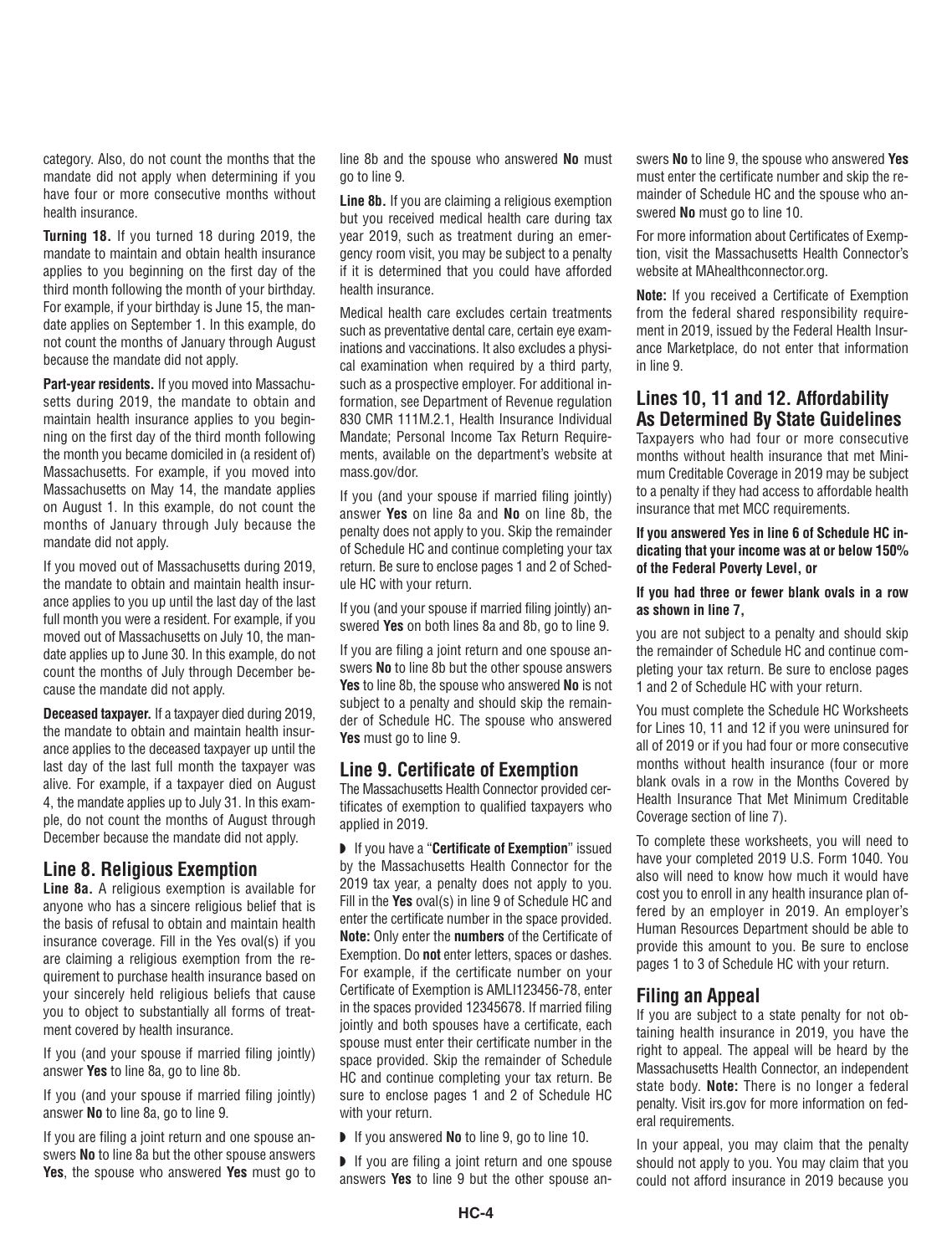category. Also, do not count the months that the mandate did not apply when determining if you have four or more consecutive months without health insurance.

**Turning 18.** If you turned 18 during 2019, the mandate to maintain and obtain health insurance applies to you beginning on the first day of the third month following the month of your birthday. For example, if your birthday is June 15, the mandate applies on September 1. In this example, do not count the months of January through August because the mandate did not apply.

**Part-year residents.** If you moved into Massachusetts during 2019, the mandate to obtain and maintain health insurance applies to you beginning on the first day of the third month following the month you became domiciled in (a resident of) Massachusetts. For example, if you moved into Massachusetts on May 14, the mandate applies on August 1. In this example, do not count the months of January through July because the mandate did not apply.

If you moved out of Massachusetts during 2019, the mandate to obtain and maintain health insurance applies to you up until the last day of the last full month you were a resident. For example, if you moved out of Massachusetts on July 10, the mandate applies up to June 30. In this example, do not count the months of July through December because the mandate did not apply.

**Deceased taxpayer.** If a taxpayer died during 2019, the mandate to obtain and maintain health insurance applies to the deceased taxpayer up until the last day of the last full month the taxpayer was alive. For example, if a taxpayer died on August 4, the mandate applies up to July 31. In this example, do not count the months of August through December because the mandate did not apply.

## Line 8. Religious Exemption

**Line 8a.** A religious exemption is available for anyone who has a sincere religious belief that is the basis of refusal to obtain and maintain health insurance coverage. Fill in the Yes oval(s) if you are claiming a religious exemption from the requirement to purchase health insurance based on your sincerely held religious beliefs that cause you to object to substantially all forms of treatment covered by health insurance.

If you (and your spouse if married filing jointly) answer **Yes** to line 8a, go to line 8b.

If you (and your spouse if married filing jointly) answer **No** to line 8a, go to line 9.

If you are filing a joint return and one spouse answers **No** to line 8a but the other spouse answers **Yes**, the spouse who answered **Yes** must go to line 8b and the spouse who answered **No** must go to line 9.

**Line 8b.** If you are claiming a religious exemption but you received medical health care during tax year 2019, such as treatment during an emergency room visit, you may be subject to a penalty if it is determined that you could have afforded health insurance.

Medical health care excludes certain treatments such as preventative dental care, certain eye examinations and vaccinations. It also excludes a physical examination when required by a third party, such as a prospective employer. For additional information, see Department of Revenue regulation 830 CMR 111M.2.1, Health Insurance Individual Mandate; Personal Income Tax Return Requirements, available on the department's website at mass.gov/dor.

If you (and your spouse if married filing jointly) answer **Yes** on line 8a and **No** on line 8b, the penalty does not apply to you. Skip the remainder of Schedule HC and continue completing your tax return. Be sure to enclose pages 1 and 2 of Schedule HC with your return.

If you (and your spouse if married filing jointly) answered **Yes** on both lines 8a and 8b, go to line 9.

If you are filing a joint return and one spouse answers **No** to line 8b but the other spouse answers **Yes** to line 8b, the spouse who answered **No** is not subject to a penalty and should skip the remainder of Schedule HC. The spouse who answered **Yes** must go to line 9.

## Line 9. Certificate of Exemption

The Massachusetts Health Connector provided certificates of exemption to qualified taxpayers who applied in 2019.

- If you have a "**Certificate of Exemption**" issued by the Massachusetts Health Connector for the 2019 tax year, a penalty does not apply to you. Fill in the **Yes** oval(s) in line 9 of Schedule HC and enter the certificate number in the space provided. **Note:** Only enter the **numbers** of the Certificate of Exemption. Do **not** enter letters, spaces or dashes. For example, if the certificate number on your Certificate of Exemption is AMLI123456-78, enter in the spaces provided 12345678. If married filing jointly and both spouses have a certificate, each spouse must enter their certificate number in the space provided. Skip the remainder of Schedule HC and continue completing your tax return. Be sure to enclose pages 1 and 2 of Schedule HC with your return.
- If you answered **No** to line 9, go to line 10.
- If you are filing a joint return and one spouse answers **Yes** to line 9 but the other spouse answers **No** to line 9, the spouse who answered **Yes** must enter the certificate number and skip the remainder of Schedule HC and the spouse who answered **No** must go to line 10.

For more information about Certificates of Exemption, visit the Massachusetts Health Connector's website at MAhealthconnector.org.

**Note:** If you received a Certificate of Exemption from the federal shared responsibility requirement in 2019, issued by the Federal Health Insurance Marketplace, do not enter that information in line 9.

## Lines 10, 11 and 12. Affordability As Determined By State Guidelines

Taxpayers who had four or more consecutive months without health insurance that met Minimum Creditable Coverage in 2019 may be subject to a penalty if they had access to affordable health insurance that met MCC requirements.

**If you answered Yes in line 6 of Schedule HC indicating that your income was at or below 150% of the Federal Poverty Level, or**

**If you had three or fewer blank ovals in a row as shown in line 7,**

you are not subject to a penalty and should skip the remainder of Schedule HC and continue completing your tax return. Be sure to enclose pages 1 and 2 of Schedule HC with your return.

You must complete the Schedule HC Worksheets for Lines 10, 11 and 12 if you were uninsured for all of 2019 or if you had four or more consecutive months without health insurance (four or more blank ovals in a row in the Months Covered by Health Insurance That Met Minimum Creditable Coverage section of line 7).

To complete these worksheets, you will need to have your completed 2019 U.S. Form 1040. You also will need to know how much it would have cost you to enroll in any health insurance plan offered by an employer in 2019. An employer's Human Resources Department should be able to provide this amount to you. Be sure to enclose pages 1 to 3 of Schedule HC with your return.

## Filing an Appeal

If you are subject to a state penalty for not obtaining health insurance in 2019, you have the right to appeal. The appeal will be heard by the Massachusetts Health Connector, an independent state body. **Note:** There is no longer a federal penalty. Visit irs.gov for more information on federal requirements.

In your appeal, you may claim that the penalty should not apply to you. You may claim that you could not afford insurance in 2019 because you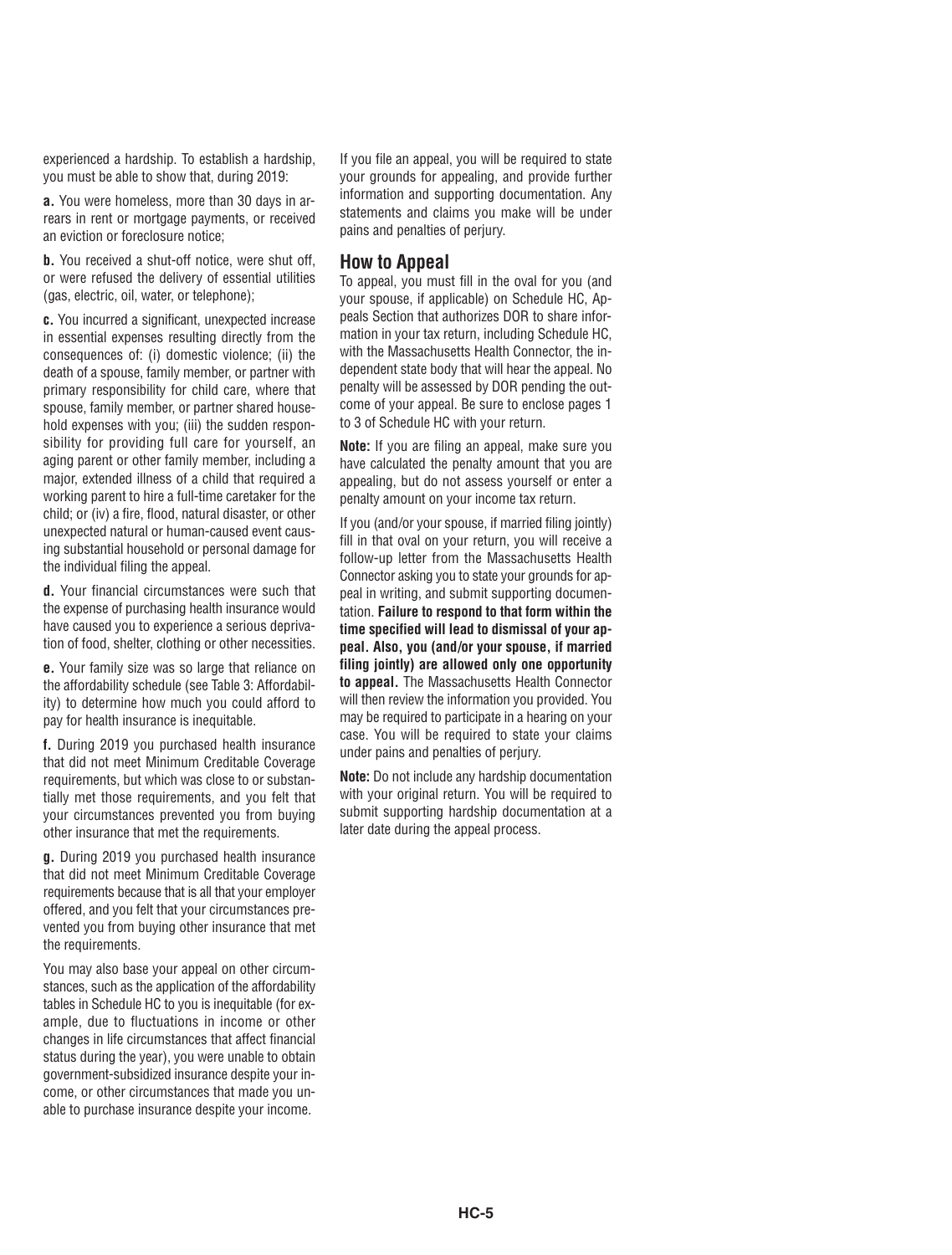experienced a hardship. To establish a hardship, you must be able to show that, during 2019:

**a.** You were homeless, more than 30 days in arrears in rent or mortgage payments, or received an eviction or foreclosure notice;

**b.** You received a shut-off notice, were shut off, or were refused the delivery of essential utilities (gas, electric, oil, water, or telephone);

**c.** You incurred a significant, unexpected increase in essential expenses resulting directly from the consequences of: (i) domestic violence; (ii) the death of a spouse, family member, or partner with primary responsibility for child care, where that spouse, family member, or partner shared household expenses with you; (iii) the sudden responsibility for providing full care for yourself, an aging parent or other family member, including a major, extended illness of a child that required a working parent to hire a full-time caretaker for the child; or (iv) a fire, flood, natural disaster, or other unexpected natural or human-caused event causing substantial household or personal damage for the individual filing the appeal.

**d.** Your financial circumstances were such that the expense of purchasing health insurance would have caused you to experience a serious deprivation of food, shelter, clothing or other necessities.

**e.** Your family size was so large that reliance on the affordability schedule (see Table 3: Affordability) to determine how much you could afford to pay for health insurance is inequitable.

**f.** During 2019 you purchased health insurance that did not meet Minimum Creditable Coverage requirements, but which was close to or substantially met those requirements, and you felt that your circumstances prevented you from buying other insurance that met the requirements.

**g.** During 2019 you purchased health insurance that did not meet Minimum Creditable Coverage requirements because that is all that your employer offered, and you felt that your circumstances prevented you from buying other insurance that met the requirements.

You may also base your appeal on other circumstances, such as the application of the affordability tables in Schedule HC to you is inequitable (for example, due to fluctuations in income or other changes in life circumstances that affect financial status during the year), you were unable to obtain government-subsidized insurance despite your income, or other circumstances that made you unable to purchase insurance despite your income.

If you file an appeal, you will be required to state your grounds for appealing, and provide further information and supporting documentation. Any statements and claims you make will be under pains and penalties of perjury.

## How to Appeal

To appeal, you must fill in the oval for you (and your spouse, if applicable) on Schedule HC, Appeals Section that authorizes DOR to share information in your tax return, including Schedule HC, with the Massachusetts Health Connector, the independent state body that will hear the appeal. No penalty will be assessed by DOR pending the outcome of your appeal. Be sure to enclose pages 1 to 3 of Schedule HC with your return.

**Note:** If you are filing an appeal, make sure you have calculated the penalty amount that you are appealing, but do not assess yourself or enter a penalty amount on your income tax return.

If you (and/or your spouse, if married filing jointly) fill in that oval on your return, you will receive a follow-up letter from the Massachusetts Health Connector asking you to state your grounds for appeal in writing, and submit supporting documentation. **Failure to respond to that form within the time specified will lead to dismissal of your appeal. Also, you (and/or your spouse, if married filing jointly) are allowed only one opportunity to appeal.** The Massachusetts Health Connector will then review the information you provided. You may be required to participate in a hearing on your case. You will be required to state your claims under pains and penalties of perjury.

**Note:** Do not include any hardship documentation with your original return. You will be required to submit supporting hardship documentation at a later date during the appeal process.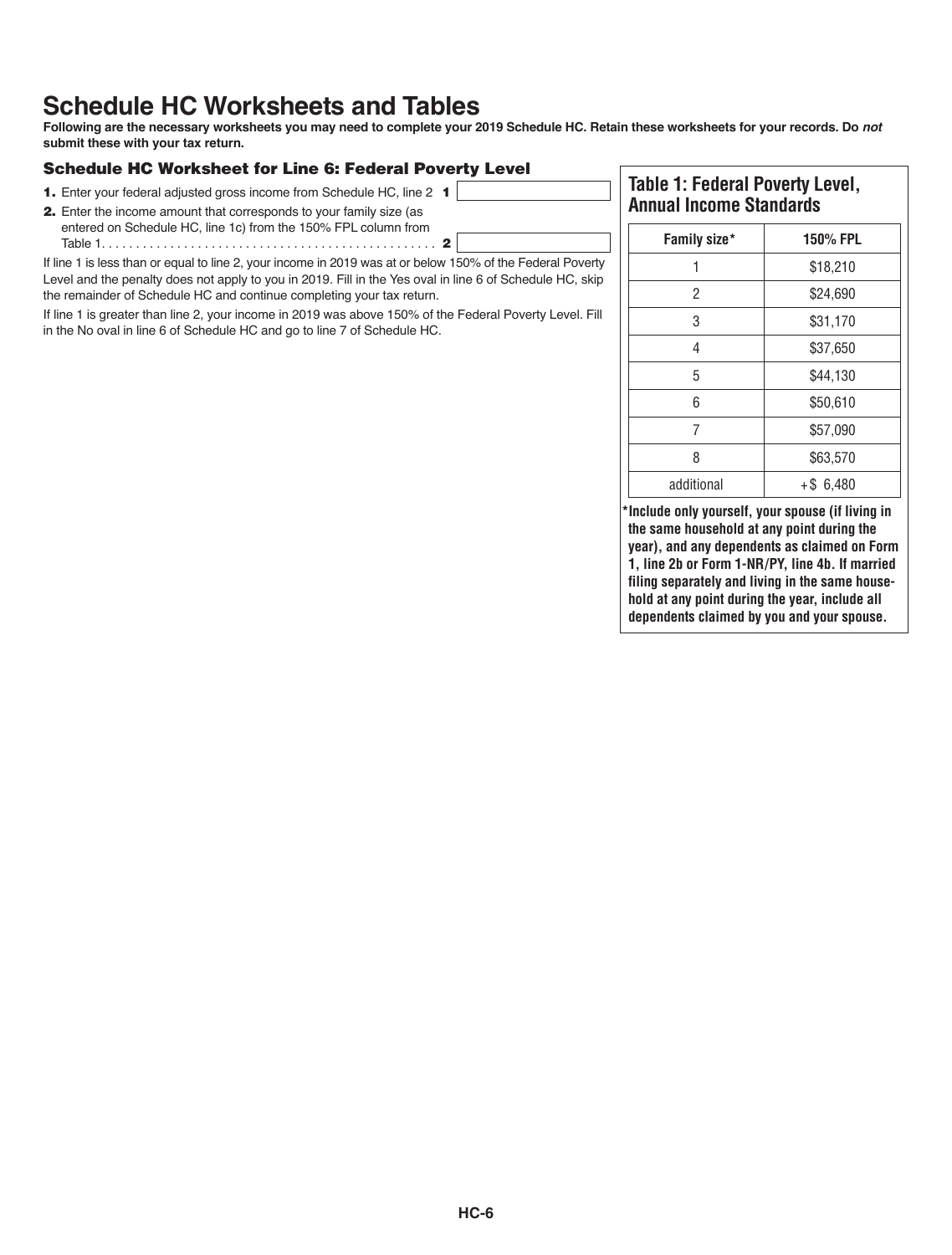# Schedule HC Worksheets and Tables

**Following are the necessary worksheets you may need to complete your 2019 Schedule HC. Retain these worksheets for your records. Do *not* submit these with your tax return.**

### Schedule HC Worksheet for Line 6: Federal Poverty Level

**1.** Enter your federal adjusted gross income from Schedule HC, line 2 **1** ______

**2.** Enter the income amount that corresponds to your family size (as entered on Schedule HC, line 1c) from the 150% FPL column from Table 1. . . . . . . . . . . . . . . . . . . . . . . . . . . . . . . . . . . . . . . . . . . . . . . . . **2** ______

If line 1 is less than or equal to line 2, your income in 2019 was at or below 150% of the Federal Poverty Level and the penalty does not apply to you in 2019. Fill in the Yes oval in line 6 of Schedule HC, skip the remainder of Schedule HC and continue completing your tax return.

If line 1 is greater than line 2, your income in 2019 was above 150% of the Federal Poverty Level. Fill in the No oval in line 6 of Schedule HC and go to line 7 of Schedule HC.

## Table 1: Federal Poverty Level, Annual Income Standards

| Family size* | 150% FPL |
|---|---|
| 1 | $18,210 |
| 2 | $24,690 |
| 3 | $31,170 |
| 4 | $37,650 |
| 5 | $44,130 |
| 6 | $50,610 |
| 7 | $57,090 |
| 8 | $63,570 |
| additional | +$ 6,480 |

**\*Include only yourself, your spouse (if living in the same household at any point during the year), and any dependents as claimed on Form 1, line 2b or Form 1-NR/PY, line 4b. If married filing separately and living in the same household at any point during the year, include all dependents claimed by you and your spouse.**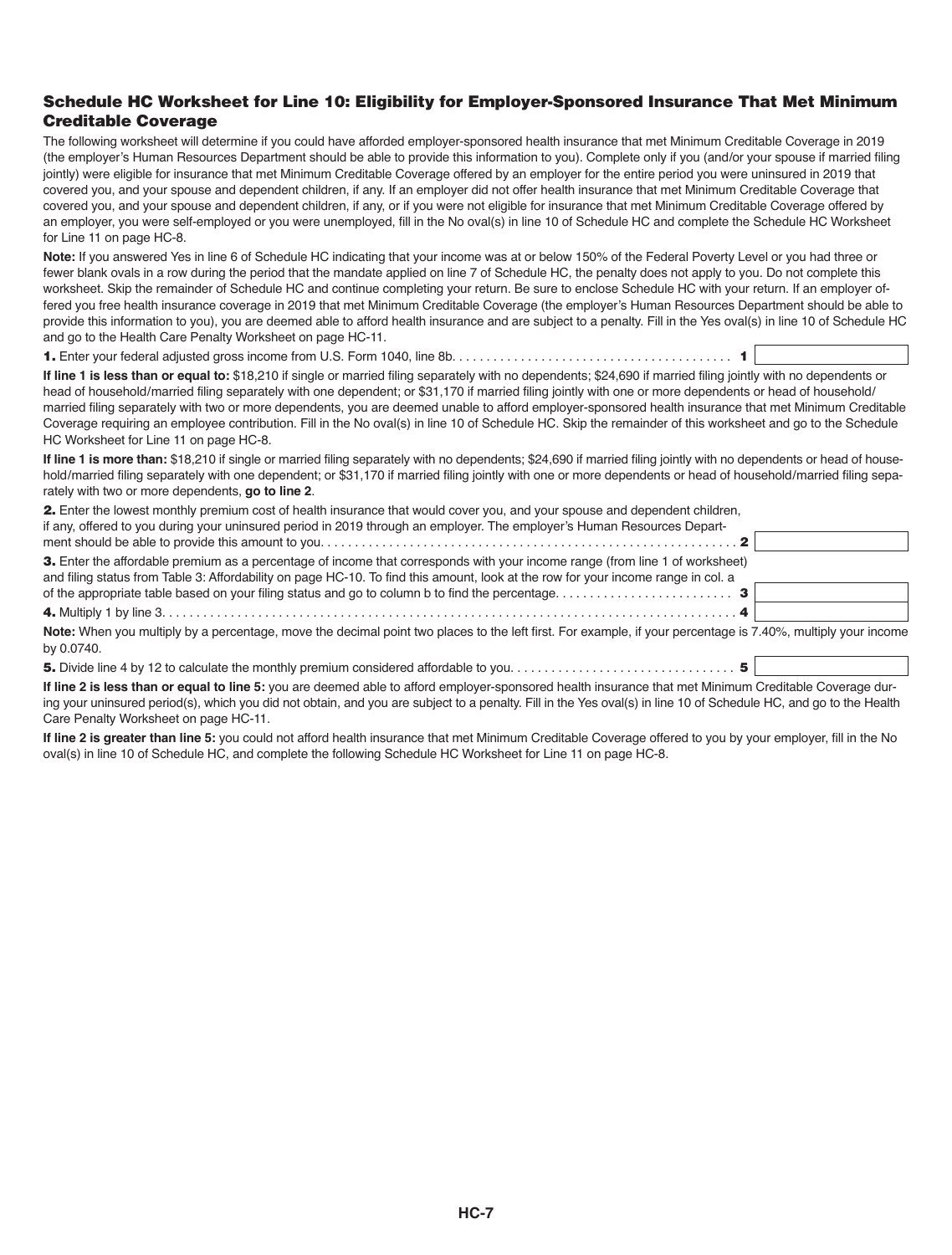## Schedule HC Worksheet for Line 10: Eligibility for Employer-Sponsored Insurance That Met Minimum Creditable Coverage

The following worksheet will determine if you could have afforded employer-sponsored health insurance that met Minimum Creditable Coverage in 2019 (the employer's Human Resources Department should be able to provide this information to you). Complete only if you (and/or your spouse if married filing jointly) were eligible for insurance that met Minimum Creditable Coverage offered by an employer for the entire period you were uninsured in 2019 that covered you, and your spouse and dependent children, if any. If an employer did not offer health insurance that met Minimum Creditable Coverage that covered you, and your spouse and dependent children, if any, or if you were not eligible for insurance that met Minimum Creditable Coverage offered by an employer, you were self-employed or you were unemployed, fill in the No oval(s) in line 10 of Schedule HC and complete the Schedule HC Worksheet for Line 11 on page HC-8.

**Note:** If you answered Yes in line 6 of Schedule HC indicating that your income was at or below 150% of the Federal Poverty Level or you had three or fewer blank ovals in a row during the period that the mandate applied on line 7 of Schedule HC, the penalty does not apply to you. Do not complete this worksheet. Skip the remainder of Schedule HC and continue completing your return. Be sure to enclose Schedule HC with your return. If an employer offered you free health insurance coverage in 2019 that met Minimum Creditable Coverage (the employer's Human Resources Department should be able to provide this information to you), you are deemed able to afford health insurance and are subject to a penalty. Fill in the Yes oval(s) in line 10 of Schedule HC and go to the Health Care Penalty Worksheet on page HC-11.

**1.** Enter your federal adjusted gross income from U.S. Form 1040, line 8b . . . . . . . . . . **1** ________

**If line 1 is less than or equal to:** $18,210 if single or married filing separately with no dependents; $24,690 if married filing jointly with no dependents or head of household/married filing separately with one dependent; or $31,170 if married filing jointly with one or more dependents or head of household/married filing separately with two or more dependents, you are deemed unable to afford employer-sponsored health insurance that met Minimum Creditable Coverage requiring an employee contribution. Fill in the No oval(s) in line 10 of Schedule HC. Skip the remainder of this worksheet and go to the Schedule HC Worksheet for Line 11 on page HC-8.

**If line 1 is more than:** $18,210 if single or married filing separately with no dependents; $24,690 if married filing jointly with no dependents or head of household/married filing separately with one dependent; or $31,170 if married filing jointly with one or more dependents or head of household/married filing separately with two or more dependents, **go to line 2**.

**2.** Enter the lowest monthly premium cost of health insurance that would cover you, and your spouse and dependent children, if any, offered to you during your uninsured period in 2019 through an employer. The employer's Human Resources Department should be able to provide this amount to you . . . . . . . . . . **2** ________

**3.** Enter the affordable premium as a percentage of income that corresponds with your income range (from line 1 of worksheet) and filing status from Table 3: Affordability on page HC-10. To find this amount, look at the row for your income range in col. a of the appropriate table based on your filing status and go to column b to find the percentage . . . . . . . . . . **3** ________

**4.** Multiply 1 by line 3 . . . . . . . . . . **4** ________

**Note:** When you multiply by a percentage, move the decimal point two places to the left first. For example, if your percentage is 7.40%, multiply your income by 0.0740.

**5.** Divide line 4 by 12 to calculate the monthly premium considered affordable to you . . . . . . . . . . **5** ________

**If line 2 is less than or equal to line 5:** you are deemed able to afford employer-sponsored health insurance that met Minimum Creditable Coverage during your uninsured period(s), which you did not obtain, and you are subject to a penalty. Fill in the Yes oval(s) in line 10 of Schedule HC, and go to the Health Care Penalty Worksheet on page HC-11.

**If line 2 is greater than line 5:** you could not afford health insurance that met Minimum Creditable Coverage offered to you by your employer, fill in the No oval(s) in line 10 of Schedule HC, and complete the following Schedule HC Worksheet for Line 11 on page HC-8.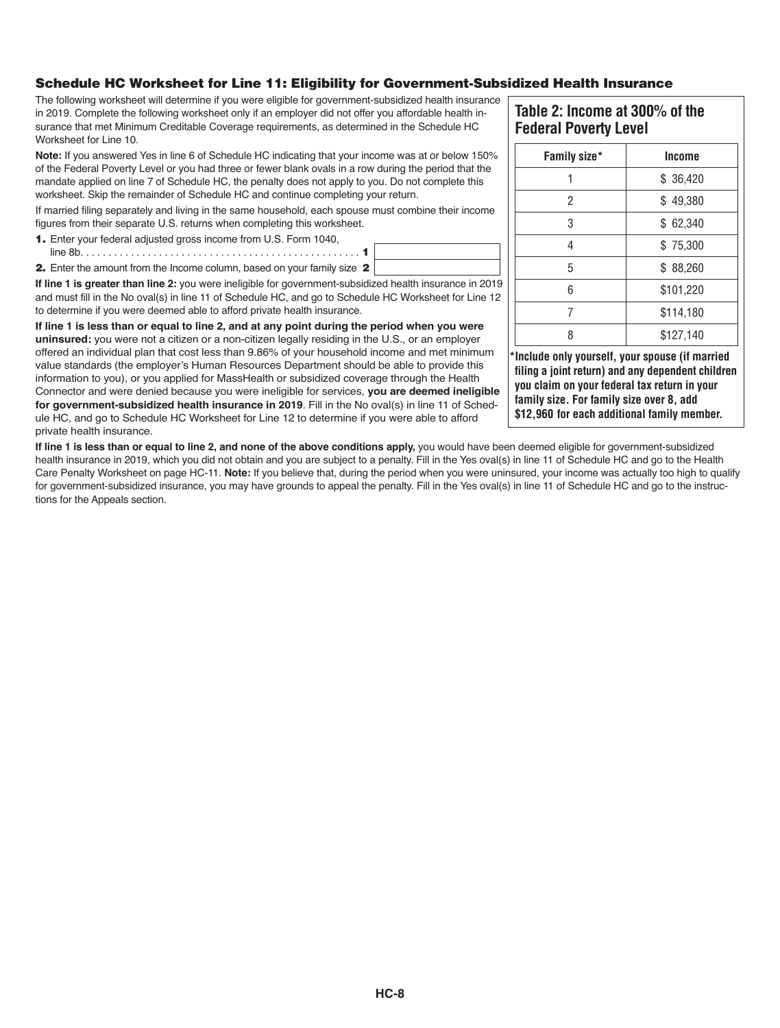## Schedule HC Worksheet for Line 11: Eligibility for Government-Subsidized Health Insurance

The following worksheet will determine if you were eligible for government-subsidized health insurance in 2019. Complete the following worksheet only if an employer did not offer you affordable health insurance that met Minimum Creditable Coverage requirements, as determined in the Schedule HC Worksheet for Line 10.

**Note:** If you answered Yes in line 6 of Schedule HC indicating that your income was at or below 150% of the Federal Poverty Level or you had three or fewer blank ovals in a row during the period that the mandate applied on line 7 of Schedule HC, the penalty does not apply to you. Do not complete this worksheet. Skip the remainder of Schedule HC and continue completing your return.

If married filing separately and living in the same household, each spouse must combine their income figures from their separate U.S. returns when completing this worksheet.

**1.** Enter your federal adjusted gross income from U.S. Form 1040, line 8b. . . . . . . . . . . . . . . . . . . . . . . . . . . . . . . . . . . . . . . . . . . . . . . . . **1** \_\_\_\_\_\_\_\_

**2.** Enter the amount from the Income column, based on your family size **2** \_\_\_\_\_\_\_\_

**If line 1 is greater than line 2:** you were ineligible for government-subsidized health insurance in 2019 and must fill in the No oval(s) in line 11 of Schedule HC, and go to Schedule HC Worksheet for Line 12 to determine if you were deemed able to afford private health insurance.

**If line 1 is less than or equal to line 2, and at any point during the period when you were uninsured:** you were not a citizen or a non-citizen legally residing in the U.S., or an employer offered an individual plan that cost less than 9.86% of your household income and met minimum value standards (the employer's Human Resources Department should be able to provide this information to you), or you applied for MassHealth or subsidized coverage through the Health Connector and were denied because you were ineligible for services, **you are deemed ineligible for government-subsidized health insurance in 2019**. Fill in the No oval(s) in line 11 of Schedule HC, and go to Schedule HC Worksheet for Line 12 to determine if you were able to afford private health insurance.

### Table 2: Income at 300% of the Federal Poverty Level

| Family size* | Income |
|---|---|
| 1 | $ 36,420 |
| 2 | $ 49,380 |
| 3 | $ 62,340 |
| 4 | $ 75,300 |
| 5 | $ 88,260 |
| 6 | $101,220 |
| 7 | $114,180 |
| 8 | $127,140 |

**\*Include only yourself, your spouse (if married filing a joint return) and any dependent children you claim on your federal tax return in your family size. For family size over 8, add $12,960 for each additional family member.**

**If line 1 is less than or equal to line 2, and none of the above conditions apply,** you would have been deemed eligible for government-subsidized health insurance in 2019, which you did not obtain and you are subject to a penalty. Fill in the Yes oval(s) in line 11 of Schedule HC and go to the Health Care Penalty Worksheet on page HC-11. **Note:** If you believe that, during the period when you were uninsured, your income was actually too high to qualify for government-subsidized insurance, you may have grounds to appeal the penalty. Fill in the Yes oval(s) in line 11 of Schedule HC and go to the instructions for the Appeals section.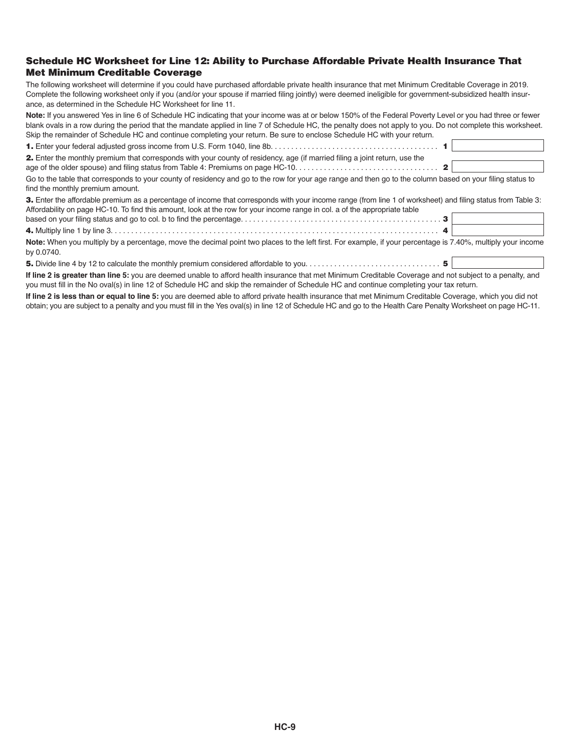## Schedule HC Worksheet for Line 12: Ability to Purchase Affordable Private Health Insurance That Met Minimum Creditable Coverage

The following worksheet will determine if you could have purchased affordable private health insurance that met Minimum Creditable Coverage in 2019. Complete the following worksheet only if you (and/or your spouse if married filing jointly) were deemed ineligible for government-subsidized health insurance, as determined in the Schedule HC Worksheet for line 11.

**Note:** If you answered Yes in line 6 of Schedule HC indicating that your income was at or below 150% of the Federal Poverty Level or you had three or fewer blank ovals in a row during the period that the mandate applied in line 7 of Schedule HC, the penalty does not apply to you. Do not complete this worksheet. Skip the remainder of Schedule HC and continue completing your return. Be sure to enclose Schedule HC with your return.

**1.** Enter your federal adjusted gross income from U.S. Form 1040, line 8b. . . . . . . . . . . . . . . . . . . . . . . . . . . . . . . . . . . . . . . . . **1** \_\_\_\_\_\_\_\_

**2.** Enter the monthly premium that corresponds with your county of residency, age (if married filing a joint return, use the age of the older spouse) and filing status from Table 4: Premiums on page HC-10. . . . . . . . . . . . . . . . . . . . . . . . . . . . . . . . . . **2** \_\_\_\_\_\_\_\_

Go to the table that corresponds to your county of residency and go to the row for your age range and then go to the column based on your filing status to find the monthly premium amount.

**3.** Enter the affordable premium as a percentage of income that corresponds with your income range (from line 1 of worksheet) and filing status from Table 3: Affordability on page HC-10. To find this amount, look at the row for your income range in col. a of the appropriate table based on your filing status and go to col. b to find the percentage. . . . . . . . . . . . . . . . . . . . . . . . . . . . . . . . . . . . . . . . . . . . . . . . **3** \_\_\_\_\_\_\_\_

**4.** Multiply line 1 by line 3. . . . . . . . . . . . . . . . . . . . . . . . . . . . . . . . . . . . . . . . . . . . . . . . . . . . . . . . . . . . . . . . . . . . . . . . . . . . . . . . **4** \_\_\_\_\_\_\_\_

**Note:** When you multiply by a percentage, move the decimal point two places to the left first. For example, if your percentage is 7.40%, multiply your income by 0.0740.

**5.** Divide line 4 by 12 to calculate the monthly premium considered affordable to you. . . . . . . . . . . . . . . . . . . . . . . . . . . . . . . . . **5** \_\_\_\_\_\_\_\_

**If line 2 is greater than line 5:** you are deemed unable to afford health insurance that met Minimum Creditable Coverage and not subject to a penalty, and you must fill in the No oval(s) in line 12 of Schedule HC and skip the remainder of Schedule HC and continue completing your tax return.

**If line 2 is less than or equal to line 5:** you are deemed able to afford private health insurance that met Minimum Creditable Coverage, which you did not obtain; you are subject to a penalty and you must fill in the Yes oval(s) in line 12 of Schedule HC and go to the Health Care Penalty Worksheet on page HC-11.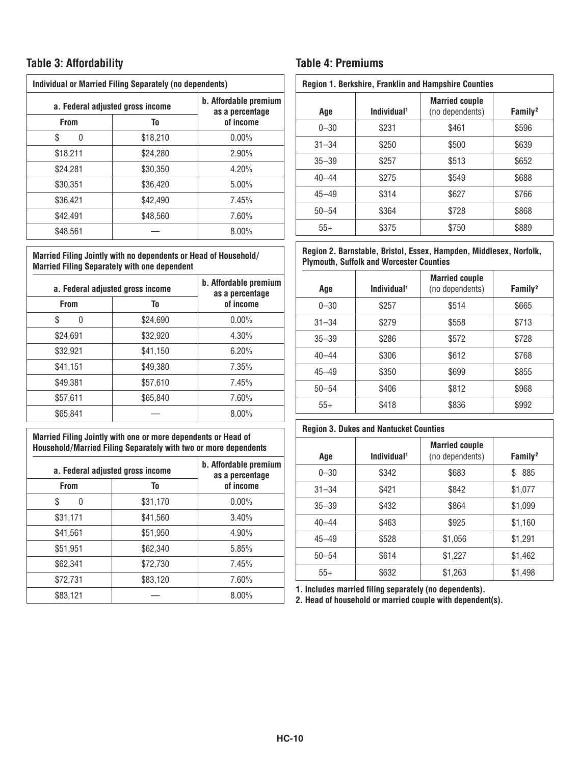## Table 3: Affordability

| Individual or Married Filing Separately (no dependents) | | |
|---|---|---|
| a. Federal adjusted gross income | | b. Affordable premium as a percentage of income |
| From | To | |
| $ 0 | $18,210 | 0.00% |
| $18,211 | $24,280 | 2.90% |
| $24,281 | $30,350 | 4.20% |
| $30,351 | $36,420 | 5.00% |
| $36,421 | $42,490 | 7.45% |
| $42,491 | $48,560 | 7.60% |
| $48,561 | — | 8.00% |

| Married Filing Jointly with no dependents or Head of Household/ Married Filing Separately with one dependent | | |
|---|---|---|
| a. Federal adjusted gross income | | b. Affordable premium as a percentage of income |
| From | To | |
| $ 0 | $24,690 | 0.00% |
| $24,691 | $32,920 | 4.30% |
| $32,921 | $41,150 | 6.20% |
| $41,151 | $49,380 | 7.35% |
| $49,381 | $57,610 | 7.45% |
| $57,611 | $65,840 | 7.60% |
| $65,841 | — | 8.00% |

| Married Filing Jointly with one or more dependents or Head of Household/Married Filing Separately with two or more dependents | | |
|---|---|---|
| a. Federal adjusted gross income | | b. Affordable premium as a percentage of income |
| From | To | |
| $ 0 | $31,170 | 0.00% |
| $31,171 | $41,560 | 3.40% |
| $41,561 | $51,950 | 4.90% |
| $51,951 | $62,340 | 5.85% |
| $62,341 | $72,730 | 7.45% |
| $72,731 | $83,120 | 7.60% |
| $83,121 | — | 8.00% |

## Table 4: Premiums

| Region 1. Berkshire, Franklin and Hampshire Counties | | | |
|---|---|---|---|
| Age | Individual[1] | Married couple (no dependents) | Family[2] |
| 0–30 | $231 | $461 | $596 |
| 31–34 | $250 | $500 | $639 |
| 35–39 | $257 | $513 | $652 |
| 40–44 | $275 | $549 | $688 |
| 45–49 | $314 | $627 | $766 |
| 50–54 | $364 | $728 | $868 |
| 55+ | $375 | $750 | $889 |

| Region 2. Barnstable, Bristol, Essex, Hampden, Middlesex, Norfolk, Plymouth, Suffolk and Worcester Counties | | | |
|---|---|---|---|
| Age | Individual[1] | Married couple (no dependents) | Family[2] |
| 0–30 | $257 | $514 | $665 |
| 31–34 | $279 | $558 | $713 |
| 35–39 | $286 | $572 | $728 |
| 40–44 | $306 | $612 | $768 |
| 45–49 | $350 | $699 | $855 |
| 50–54 | $406 | $812 | $968 |
| 55+ | $418 | $836 | $992 |

| Region 3. Dukes and Nantucket Counties | | | |
|---|---|---|---|
| Age | Individual[1] | Married couple (no dependents) | Family[2] |
| 0–30 | $342 | $683 | $ 885 |
| 31–34 | $421 | $842 | $1,077 |
| 35–39 | $432 | $864 | $1,099 |
| 40–44 | $463 | $925 | $1,160 |
| 45–49 | $528 | $1,056 | $1,291 |
| 50–54 | $614 | $1,227 | $1,462 |
| 55+ | $632 | $1,263 | $1,498 |

**1. Includes married filing separately (no dependents).**

**2. Head of household or married couple with dependent(s).**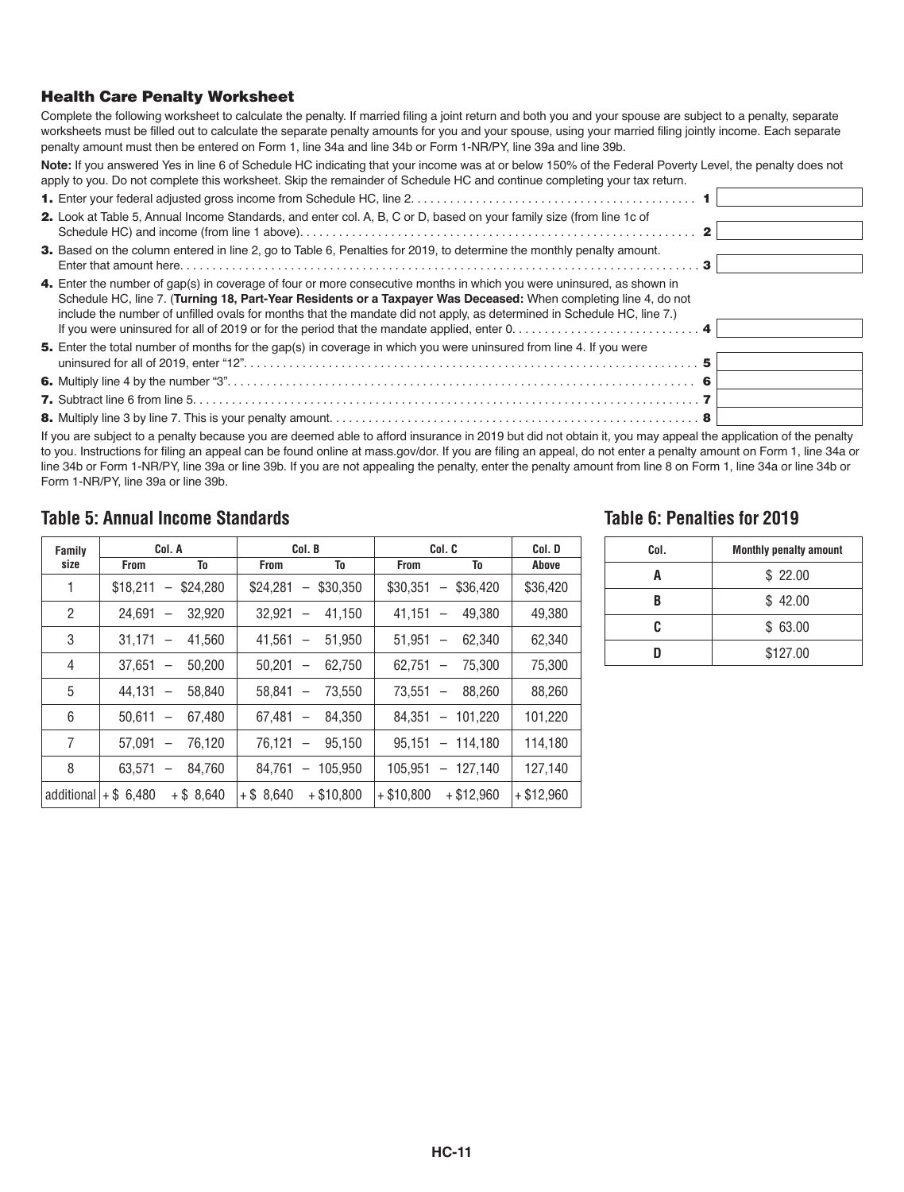### Health Care Penalty Worksheet

Complete the following worksheet to calculate the penalty. If married filing a joint return and both you and your spouse are subject to a penalty, separate worksheets must be filled out to calculate the separate penalty amounts for you and your spouse, using your married filing jointly income. Each separate penalty amount must then be entered on Form 1, line 34a and line 34b or Form 1-NR/PY, line 39a and line 39b.

**Note:** If you answered Yes in line 6 of Schedule HC indicating that your income was at or below 150% of the Federal Poverty Level, the penalty does not apply to you. Do not complete this worksheet. Skip the remainder of Schedule HC and continue completing your tax return.

**1.** Enter your federal adjusted gross income from Schedule HC, line 2. . . . . . . . . . . . . . . . . . . . . . . . . . . . . . . . . . . . . . . . . . . . **1** ______

**2.** Look at Table 5, Annual Income Standards, and enter col. A, B, C or D, based on your family size (from line 1c of Schedule HC) and income (from line 1 above). . . . . . . . . . . . . . . . . . . . . . . . . . . . . . . . . . . . . . . . . . . . . . . . . . . . . . . . . . . **2** ______

**3.** Based on the column entered in line 2, go to Table 6, Penalties for 2019, to determine the monthly penalty amount. Enter that amount here. . . . . . . . . . . . . . . . . . . . . . . . . . . . . . . . . . . . . . . . . . . . . . . . . . . . . . . . . . . . . . . . . . . . . . . . . . . . . . . **3** ______

**4.** Enter the number of gap(s) in coverage of four or more consecutive months in which you were uninsured, as shown in Schedule HC, line 7. (**Turning 18, Part-Year Residents or a Taxpayer Was Deceased:** When completing line 4, do not include the number of unfilled ovals for months that the mandate did not apply, as determined in Schedule HC, line 7.) If you were uninsured for all of 2019 or for the period that the mandate applied, enter 0. . . . . . . . . . . . . . . . . . . . . . . . . . . . . **4** ______

**5.** Enter the total number of months for the gap(s) in coverage in which you were uninsured from line 4. If you were uninsured for all of 2019, enter "12". . . . . . . . . . . . . . . . . . . . . . . . . . . . . . . . . . . . . . . . . . . . . . . . . . . . . . . . . . . . . . . . . . **5** ______

**6.** Multiply line 4 by the number "3". . . . . . . . . . . . . . . . . . . . . . . . . . . . . . . . . . . . . . . . . . . . . . . . . . . . . . . . . . . . . . . . . . . . . . . **6** ______

**7.** Subtract line 6 from line 5. . . . . . . . . . . . . . . . . . . . . . . . . . . . . . . . . . . . . . . . . . . . . . . . . . . . . . . . . . . . . . . . . . . . . . . . . . . . **7** ______

**8.** Multiply line 3 by line 7. This is your penalty amount. . . . . . . . . . . . . . . . . . . . . . . . . . . . . . . . . . . . . . . . . . . . . . . . . . . . . . . . **8** ______

If you are subject to a penalty because you are deemed able to afford insurance in 2019 but did not obtain it, you may appeal the application of the penalty to you. Instructions for filing an appeal can be found online at mass.gov/dor. If you are filing an appeal, do not enter a penalty amount on Form 1, line 34a or line 34b or Form 1-NR/PY, line 39a or line 39b. If you are not appealing the penalty, enter the penalty amount from line 8 on Form 1, line 34a or line 34b or Form 1-NR/PY, line 39a or line 39b.

## Table 5: Annual Income Standards

| Family size | Col. A | | Col. B | | Col. C | | Col. D |
|---|---|---|---|---|---|---|---|
| | From | To | From | To | From | To | Above |
| 1 | $18,211 – | $24,280 | $24,281 – | $30,350 | $30,351 – | $36,420 | $36,420 |
| 2 | 24,691 – | 32,920 | 32,921 – | 41,150 | 41,151 – | 49,380 | 49,380 |
| 3 | 31,171 – | 41,560 | 41,561 – | 51,950 | 51,951 – | 62,340 | 62,340 |
| 4 | 37,651 – | 50,200 | 50,201 – | 62,750 | 62,751 – | 75,300 | 75,300 |
| 5 | 44,131 – | 58,840 | 58,841 – | 73,550 | 73,551 – | 88,260 | 88,260 |
| 6 | 50,611 – | 67,480 | 67,481 – | 84,350 | 84,351 – | 101,220 | 101,220 |
| 7 | 57,091 – | 76,120 | 76,121 – | 95,150 | 95,151 – | 114,180 | 114,180 |
| 8 | 63,571 – | 84,760 | 84,761 – | 105,950 | 105,951 – | 127,140 | 127,140 |
| additional | + $ 6,480 | + $ 8,640 | + $ 8,640 | + $10,800 | + $10,800 | + $12,960 | + $12,960 |

## Table 6: Penalties for 2019

| Col. | Monthly penalty amount |
|---|---|
| A | $ 22.00 |
| B | $ 42.00 |
| C | $ 63.00 |
| D | $127.00 |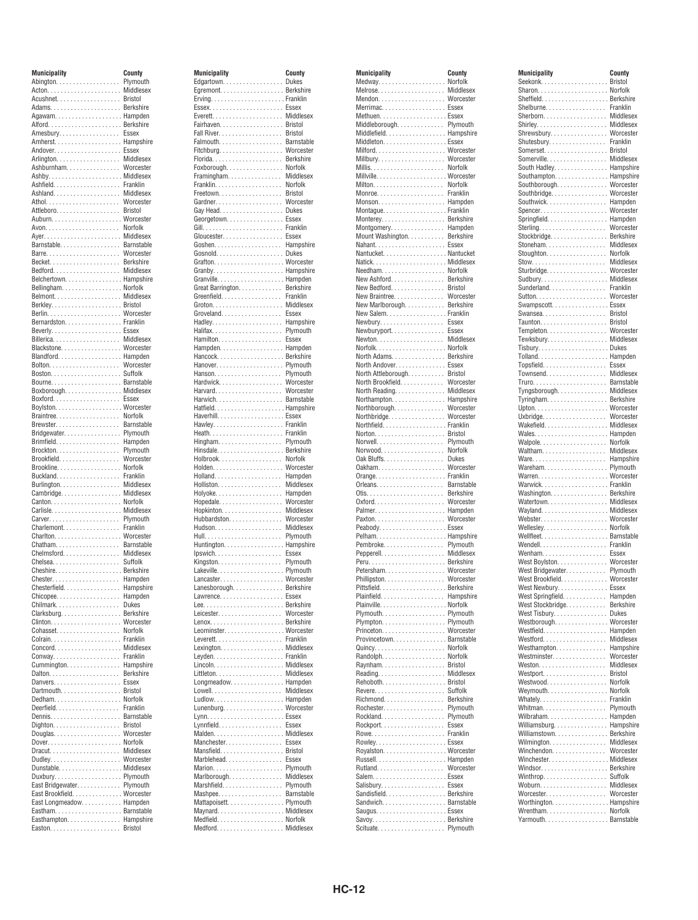| Municipality | County |
|---|---|
| Abington | Plymouth |
| Acton | Middlesex |
| Acushnet | Bristol |
| Adams | Berkshire |
| Agawam | Hampden |
| Alford | Berkshire |
| Amesbury | Essex |
| Amherst | Hampshire |
| Andover | Essex |
| Arlington | Middlesex |
| Ashburnham | Worcester |
| Ashby | Middlesex |
| Ashfield | Franklin |
| Ashland | Middlesex |
| Athol | Worcester |
| Attleboro | Bristol |
| Auburn | Worcester |
| Avon | Norfolk |
| Ayer | Middlesex |
| Barnstable | Barnstable |
| Barre | Worcester |
| Becket | Berkshire |
| Bedford | Middlesex |
| Belchertown | Hampshire |
| Bellingham | Norfolk |
| Belmont | Middlesex |
| Berkley | Bristol |
| Berlin | Worcester |
| Bernardston | Franklin |
| Beverly | Essex |
| Billerica | Middlesex |
| Blackstone | Worcester |
| Blandford | Hampden |
| Bolton | Worcester |
| Boston | Suffolk |
| Bourne | Barnstable |
| Boxborough | Middlesex |
| Boxford | Essex |
| Boylston | Worcester |
| Braintree | Norfolk |
| Brewster | Barnstable |
| Bridgewater | Plymouth |
| Brimfield | Hampden |
| Brockton | Plymouth |
| Brookfield | Worcester |
| Brookline | Norfolk |
| Buckland | Franklin |
| Burlington | Middlesex |
| Cambridge | Middlesex |
| Canton | Norfolk |
| Carlisle | Middlesex |
| Carver | Plymouth |
| Charlemont | Franklin |
| Charlton | Worcester |
| Chatham | Barnstable |
| Chelmsford | Middlesex |
| Chelsea | Suffolk |
| Cheshire | Berkshire |
| Chester | Hampden |
| Chesterfield | Hampshire |
| Chicopee | Hampden |
| Chilmark | Dukes |
| Clarksburg | Berkshire |
| Clinton | Worcester |
| Cohasset | Norfolk |
| Colrain | Franklin |
| Concord | Middlesex |
| Conway | Franklin |
| Cummington | Hampshire |
| Dalton | Berkshire |
| Danvers | Essex |
| Dartmouth | Bristol |
| Dedham | Norfolk |
| Deerfield | Franklin |
| Dennis | Barnstable |
| Dighton | Bristol |
| Douglas | Worcester |
| Dover | Norfolk |
| Dracut | Middlesex |
| Dudley | Worcester |
| Dunstable | Middlesex |
| Duxbury | Plymouth |
| East Bridgewater | Plymouth |
| East Brookfield | Worcester |
| East Longmeadow | Hampden |
| Eastham | Barnstable |
| Easthampton | Hampshire |
| Easton | Bristol |
| Edgartown | Dukes |
| Egremont | Berkshire |
| Erving | Franklin |
| Essex | Essex |
| Everett | Middlesex |
| Fairhaven | Bristol |
| Fall River | Bristol |
| Falmouth | Barnstable |
| Fitchburg | Worcester |
| Florida | Berkshire |
| Foxborough | Norfolk |
| Framingham | Middlesex |
| Franklin | Norfolk |
| Freetown | Bristol |
| Gardner | Worcester |
| Gay Head | Dukes |
| Georgetown | Essex |
| Gill | Franklin |
| Gloucester | Essex |
| Goshen | Hampshire |
| Gosnold | Dukes |
| Grafton | Worcester |
| Granby | Hampshire |
| Granville | Hampden |
| Great Barrington | Berkshire |
| Greenfield | Franklin |
| Groton | Middlesex |
| Groveland | Essex |
| Hadley | Hampshire |
| Halifax | Plymouth |
| Hamilton | Essex |
| Hampden | Hampden |
| Hancock | Berkshire |
| Hanover | Plymouth |
| Hanson | Plymouth |
| Hardwick | Worcester |
| Harvard | Worcester |
| Harwich | Barnstable |
| Hatfield | Hampshire |
| Haverhill | Essex |
| Hawley | Franklin |
| Heath | Franklin |
| Hingham | Plymouth |
| Hinsdale | Berkshire |
| Holbrook | Norfolk |
| Holden | Worcester |
| Holland | Hampden |
| Holliston | Middlesex |
| Holyoke | Hampden |
| Hopedale | Worcester |
| Hopkinton | Middlesex |
| Hubbardston | Worcester |
| Hudson | Middlesex |
| Hull | Plymouth |
| Huntington | Hampshire |
| Ipswich | Essex |
| Kingston | Plymouth |
| Lakeville | Plymouth |
| Lancaster | Worcester |
| Lanesborough | Berkshire |
| Lawrence | Essex |
| Lee | Berkshire |
| Leicester | Worcester |
| Lenox | Berkshire |
| Leominster | Worcester |
| Leverett | Franklin |
| Lexington | Middlesex |
| Leyden | Franklin |
| Lincoln | Middlesex |
| Littleton | Middlesex |
| Longmeadow | Hampden |
| Lowell | Middlesex |
| Ludlow | Hampden |
| Lunenburg | Worcester |
| Lynn | Essex |
| Lynnfield | Essex |
| Malden | Middlesex |
| Manchester | Essex |
| Mansfield | Bristol |
| Marblehead | Essex |
| Marion | Plymouth |
| Marlborough | Middlesex |
| Marshfield | Plymouth |
| Mashpee | Barnstable |
| Mattapoisett | Plymouth |
| Maynard | Middlesex |
| Medfield | Norfolk |
| Medford | Middlesex |
| Medway | Norfolk |
| Melrose | Middlesex |
| Mendon | Worcester |
| Merrimac | Essex |
| Methuen | Essex |
| Middleborough | Plymouth |
| Middlefield | Hampshire |
| Middleton | Essex |
| Milford | Worcester |
| Millbury | Worcester |
| Millis | Norfolk |
| Millville | Worcester |
| Milton | Norfolk |
| Monroe | Franklin |
| Monson | Hampden |
| Montague | Franklin |
| Monterey | Berkshire |
| Montgomery | Hampden |
| Mount Washington | Berkshire |
| Nahant | Essex |
| Nantucket | Nantucket |
| Natick | Middlesex |
| Needham | Norfolk |
| New Ashford | Berkshire |
| New Bedford | Bristol |
| New Braintree | Worcester |
| New Marlborough | Berkshire |
| New Salem | Franklin |
| Newbury | Essex |
| Newburyport | Essex |
| Newton | Middlesex |
| Norfolk | Norfolk |
| North Adams | Berkshire |
| North Andover | Essex |
| North Attleborough | Bristol |
| North Brookfield | Worcester |
| North Reading | Middlesex |
| Northampton | Hampshire |
| Northborough | Worcester |
| Northbridge | Worcester |
| Northfield | Franklin |
| Norton | Bristol |
| Norwell | Plymouth |
| Norwood | Norfolk |
| Oak Bluffs | Dukes |
| Oakham | Worcester |
| Orange | Franklin |
| Orleans | Barnstable |
| Otis | Berkshire |
| Oxford | Worcester |
| Palmer | Hampden |
| Paxton | Worcester |
| Peabody | Essex |
| Pelham | Hampshire |
| Pembroke | Plymouth |
| Pepperell | Middlesex |
| Peru | Berkshire |
| Petersham | Worcester |
| Phillipston | Worcester |
| Pittsfield | Berkshire |
| Plainfield | Hampshire |
| Plainville | Norfolk |
| Plymouth | Plymouth |
| Plympton | Plymouth |
| Princeton | Worcester |
| Provincetown | Barnstable |
| Quincy | Norfolk |
| Randolph | Norfolk |
| Raynham | Bristol |
| Reading | Middlesex |
| Rehoboth | Bristol |
| Revere | Suffolk |
| Richmond | Berkshire |
| Rochester | Plymouth |
| Rockland | Plymouth |
| Rockport | Essex |
| Rowe | Franklin |
| Rowley | Essex |
| Royalston | Worcester |
| Russell | Hampden |
| Rutland | Worcester |
| Salem | Essex |
| Salisbury | Essex |
| Sandisfield | Berkshire |
| Sandwich | Barnstable |
| Saugus | Essex |
| Savoy | Berkshire |
| Scituate | Plymouth |
| Seekonk | Bristol |
| Sharon | Norfolk |
| Sheffield | Berkshire |
| Shelburne | Franklin |
| Sherborn | Middlesex |
| Shirley | Middlesex |
| Shrewsbury | Worcester |
| Shutesbury | Franklin |
| Somerset | Bristol |
| Somerville | Middlesex |
| South Hadley | Hampshire |
| Southampton | Hampshire |
| Southborough | Worcester |
| Southbridge | Worcester |
| Southwick | Hampden |
| Spencer | Worcester |
| Springfield | Hampden |
| Sterling | Worcester |
| Stockbridge | Berkshire |
| Stoneham | Middlesex |
| Stoughton | Norfolk |
| Stow | Middlesex |
| Sturbridge | Worcester |
| Sudbury | Middlesex |
| Sunderland | Franklin |
| Sutton | Worcester |
| Swampscott | Essex |
| Swansea | Bristol |
| Taunton | Bristol |
| Templeton | Worcester |
| Tewksbury | Middlesex |
| Tisbury | Dukes |
| Tolland | Hampden |
| Topsfield | Essex |
| Townsend | Middlesex |
| Truro | Barnstable |
| Tyngsborough | Middlesex |
| Tyringham | Berkshire |
| Upton | Worcester |
| Uxbridge | Worcester |
| Wakefield | Middlesex |
| Wales | Hampden |
| Walpole | Norfolk |
| Waltham | Middlesex |
| Ware | Hampshire |
| Wareham | Plymouth |
| Warren | Worcester |
| Warwick | Franklin |
| Washington | Berkshire |
| Watertown | Middlesex |
| Wayland | Middlesex |
| Webster | Worcester |
| Wellesley | Norfolk |
| Wellfleet | Barnstable |
| Wendell | Franklin |
| Wenham | Essex |
| West Boylston | Worcester |
| West Bridgewater | Plymouth |
| West Brookfield | Worcester |
| West Newbury | Essex |
| West Springfield | Hampden |
| West Stockbridge | Berkshire |
| West Tisbury | Dukes |
| Westborough | Worcester |
| Westfield | Hampden |
| Westford | Middlesex |
| Westhampton | Hampshire |
| Westminster | Worcester |
| Weston | Middlesex |
| Westport | Bristol |
| Westwood | Norfolk |
| Weymouth | Norfolk |
| Whately | Franklin |
| Whitman | Plymouth |
| Wilbraham | Hampden |
| Williamsburg | Hampshire |
| Williamstown | Berkshire |
| Wilmington | Middlesex |
| Winchendon | Worcester |
| Winchester | Middlesex |
| Windsor | Berkshire |
| Winthrop | Suffolk |
| Woburn | Middlesex |
| Worcester | Worcester |
| Worthington | Hampshire |
| Wrentham | Norfolk |
| Yarmouth | Barnstable |